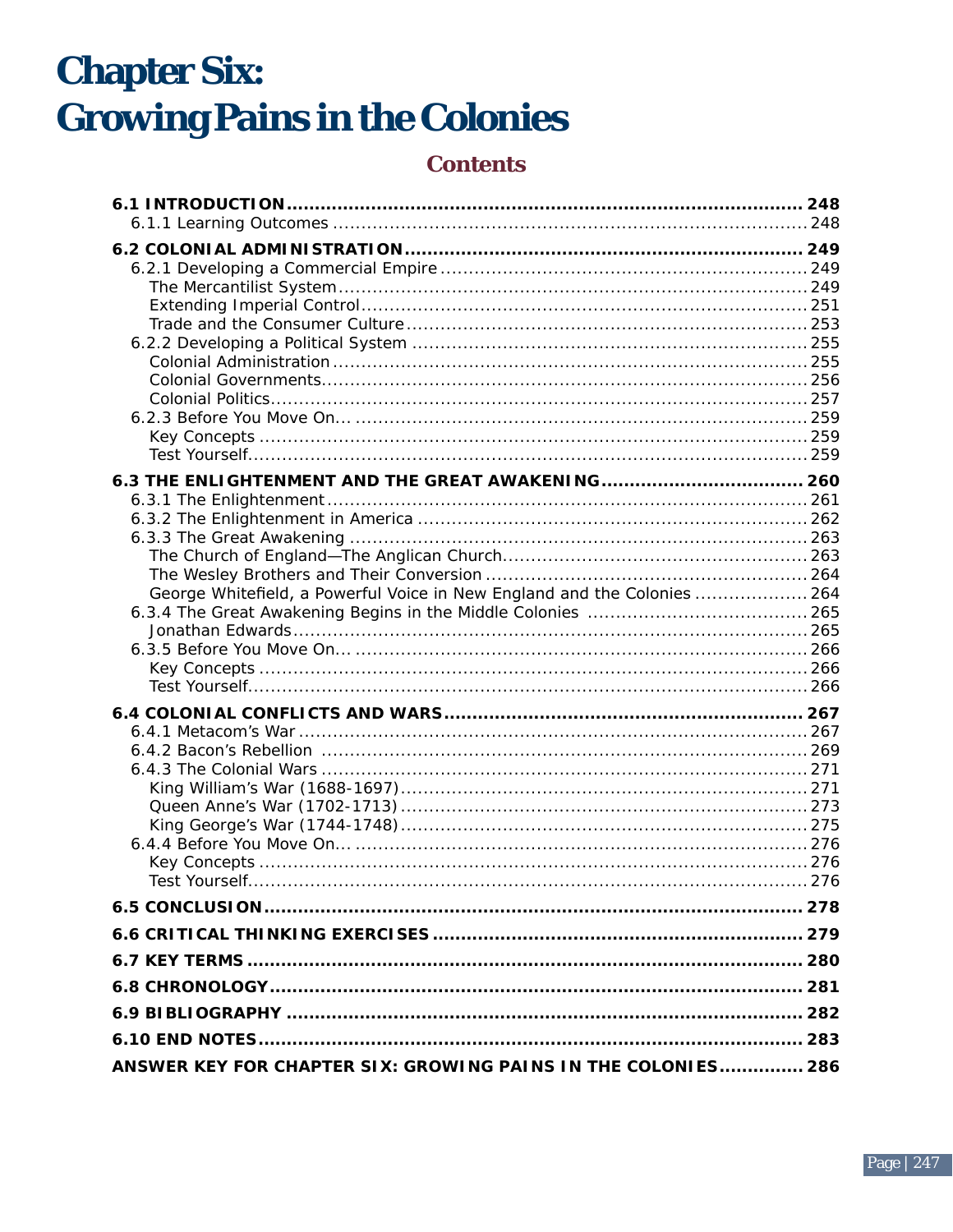# Chapter Six: Growing Pains in the Colonies

## Contents

**6.1 INTRODUCTION ........ 248**
- 6.1.1 Learning Outcomes ........ 248

**6.2 COLONIAL ADMINISTRATION ........ 249**
- 6.2.1 Developing a Commercial Empire ........ 249
  - The Mercantilist System ........ 249
  - Extending Imperial Control ........ 251
  - Trade and the Consumer Culture ........ 253
- 6.2.2 Developing a Political System ........ 255
  - Colonial Administration ........ 255
  - Colonial Governments ........ 256
  - Colonial Politics ........ 257
- 6.2.3 Before You Move On... ........ 259
  - Key Concepts ........ 259
  - Test Yourself ........ 259

**6.3 THE ENLIGHTENMENT AND THE GREAT AWAKENING ........ 260**
- 6.3.1 The Enlightenment ........ 261
- 6.3.2 The Enlightenment in America ........ 262
- 6.3.3 The Great Awakening ........ 263
  - The Church of England—The Anglican Church ........ 263
  - The Wesley Brothers and Their Conversion ........ 264
  - George Whitefield, a Powerful Voice in New England and the Colonies ........ 264
- 6.3.4 The Great Awakening Begins in the Middle Colonies ........ 265
  - Jonathan Edwards ........ 265
- 6.3.5 Before You Move On... ........ 266
  - Key Concepts ........ 266
  - Test Yourself ........ 266

**6.4 COLONIAL CONFLICTS AND WARS ........ 267**
- 6.4.1 Metacom's War ........ 267
- 6.4.2 Bacon's Rebellion ........ 269
- 6.4.3 The Colonial Wars ........ 271
  - King William's War (1688-1697) ........ 271
  - Queen Anne's War (1702-1713) ........ 273
  - King George's War (1744-1748) ........ 275
- 6.4.4 Before You Move On... ........ 276
  - Key Concepts ........ 276
  - Test Yourself ........ 276

**6.5 CONCLUSION ........ 278**

**6.6 CRITICAL THINKING EXERCISES ........ 279**

**6.7 KEY TERMS ........ 280**

**6.8 CHRONOLOGY ........ 281**

**6.9 BIBLIOGRAPHY ........ 282**

**6.10 END NOTES ........ 283**

**ANSWER KEY FOR CHAPTER SIX: GROWING PAINS IN THE COLONIES ........ 286**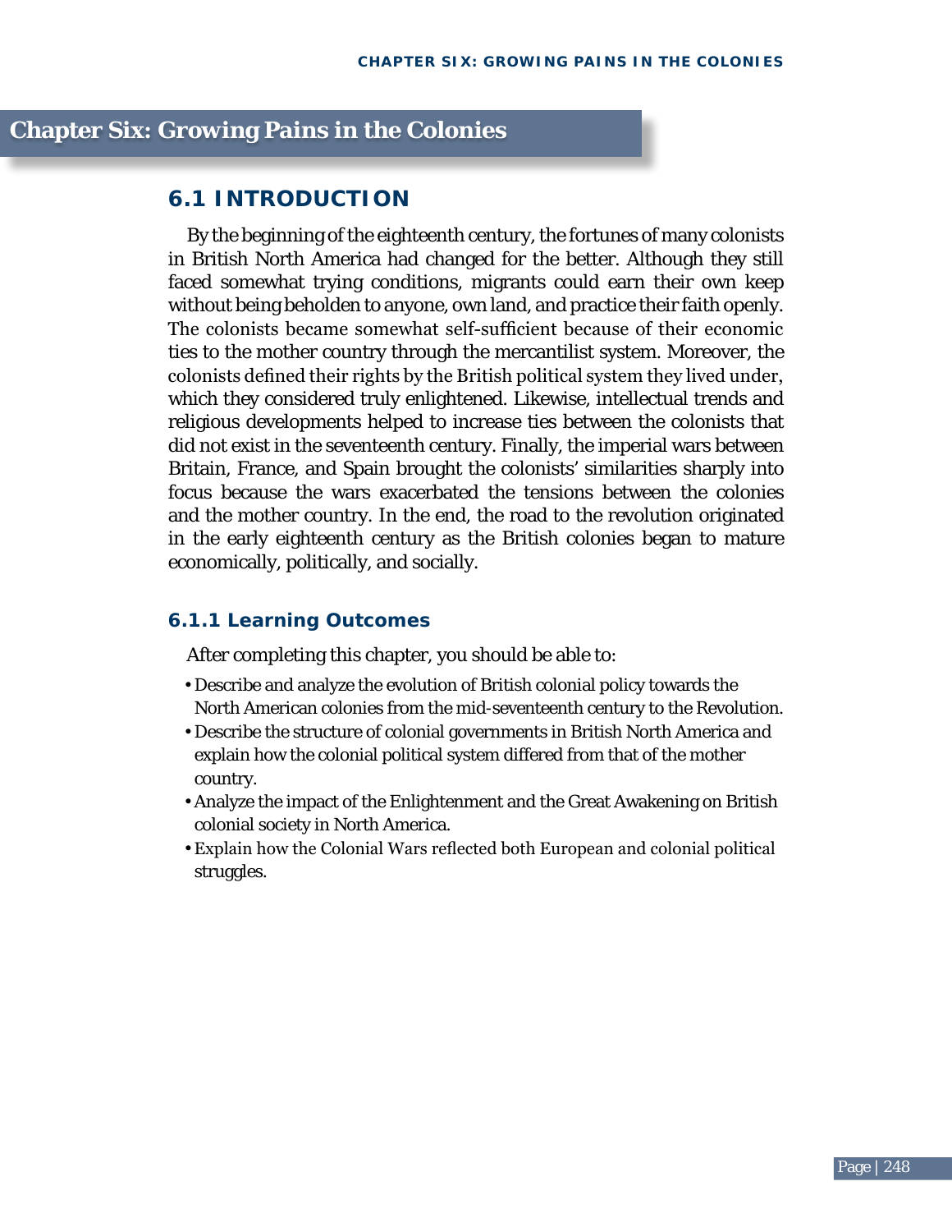# Chapter Six: Growing Pains in the Colonies

## 6.1 INTRODUCTION

By the beginning of the eighteenth century, the fortunes of many colonists in British North America had changed for the better. Although they still faced somewhat trying conditions, migrants could earn their own keep without being beholden to anyone, own land, and practice their faith openly. The colonists became somewhat self-sufficient because of their economic ties to the mother country through the mercantilist system. Moreover, the colonists defined their rights by the British political system they lived under, which they considered truly enlightened. Likewise, intellectual trends and religious developments helped to increase ties between the colonists that did not exist in the seventeenth century. Finally, the imperial wars between Britain, France, and Spain brought the colonists' similarities sharply into focus because the wars exacerbated the tensions between the colonies and the mother country. In the end, the road to the revolution originated in the early eighteenth century as the British colonies began to mature economically, politically, and socially.

### 6.1.1 Learning Outcomes

After completing this chapter, you should be able to:

- Describe and analyze the evolution of British colonial policy towards the North American colonies from the mid-seventeenth century to the Revolution.
- Describe the structure of colonial governments in British North America and explain how the colonial political system differed from that of the mother country.
- Analyze the impact of the Enlightenment and the Great Awakening on British colonial society in North America.
- Explain how the Colonial Wars reflected both European and colonial political struggles.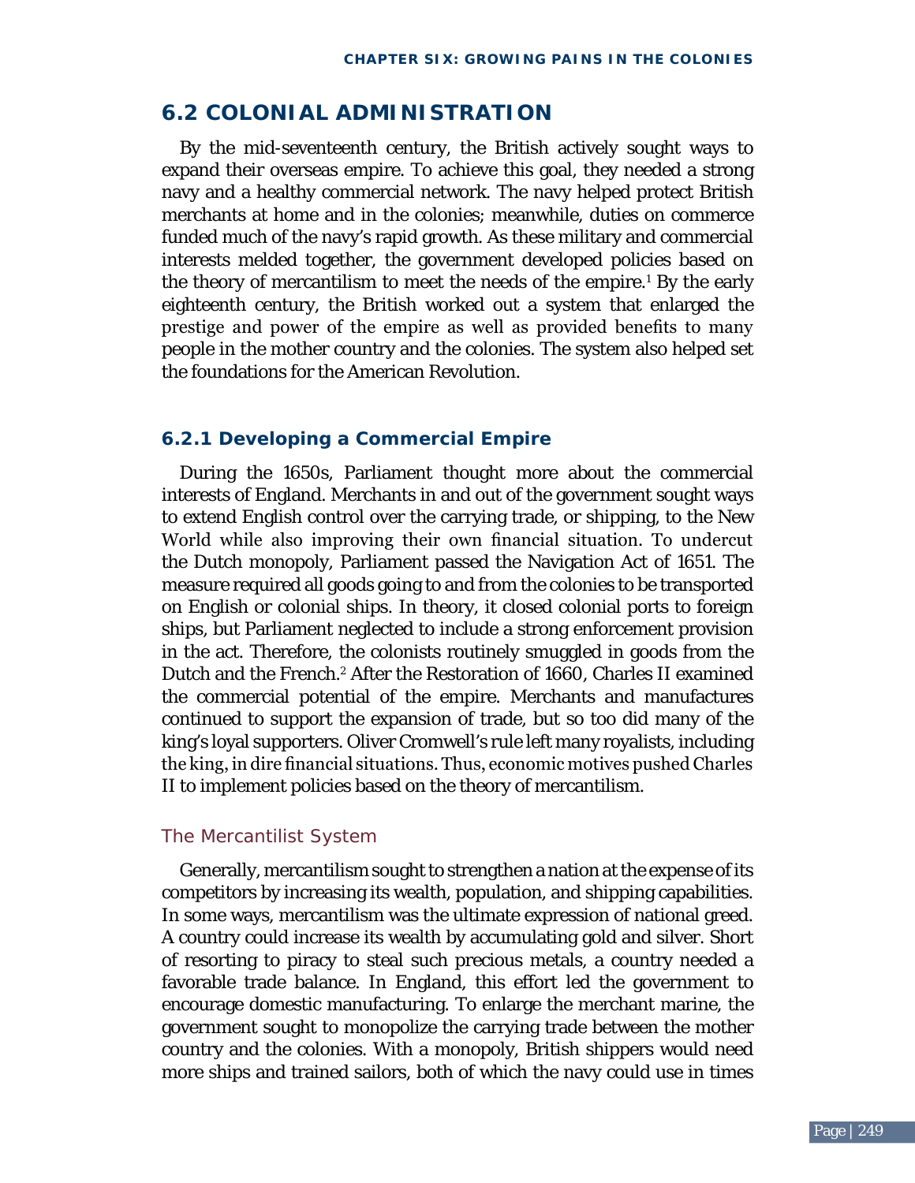## 6.2 COLONIAL ADMINISTRATION

By the mid-seventeenth century, the British actively sought ways to expand their overseas empire. To achieve this goal, they needed a strong navy and a healthy commercial network. The navy helped protect British merchants at home and in the colonies; meanwhile, duties on commerce funded much of the navy's rapid growth. As these military and commercial interests melded together, the government developed policies based on the theory of mercantilism to meet the needs of the empire.[1] By the early eighteenth century, the British worked out a system that enlarged the prestige and power of the empire as well as provided benefits to many people in the mother country and the colonies. The system also helped set the foundations for the American Revolution.

### 6.2.1 Developing a Commercial Empire

During the 1650s, Parliament thought more about the commercial interests of England. Merchants in and out of the government sought ways to extend English control over the carrying trade, or shipping, to the New World while also improving their own financial situation. To undercut the Dutch monopoly, Parliament passed the Navigation Act of 1651. The measure required all goods going to and from the colonies to be transported on English or colonial ships. In theory, it closed colonial ports to foreign ships, but Parliament neglected to include a strong enforcement provision in the act. Therefore, the colonists routinely smuggled in goods from the Dutch and the French.[2] After the Restoration of 1660, Charles II examined the commercial potential of the empire. Merchants and manufactures continued to support the expansion of trade, but so too did many of the king's loyal supporters. Oliver Cromwell's rule left many royalists, including the king, in dire financial situations. Thus, economic motives pushed Charles II to implement policies based on the theory of mercantilism.

#### The Mercantilist System

Generally, mercantilism sought to strengthen a nation at the expense of its competitors by increasing its wealth, population, and shipping capabilities. In some ways, mercantilism was the ultimate expression of national greed. A country could increase its wealth by accumulating gold and silver. Short of resorting to piracy to steal such precious metals, a country needed a favorable trade balance. In England, this effort led the government to encourage domestic manufacturing. To enlarge the merchant marine, the government sought to monopolize the carrying trade between the mother country and the colonies. With a monopoly, British shippers would need more ships and trained sailors, both of which the navy could use in times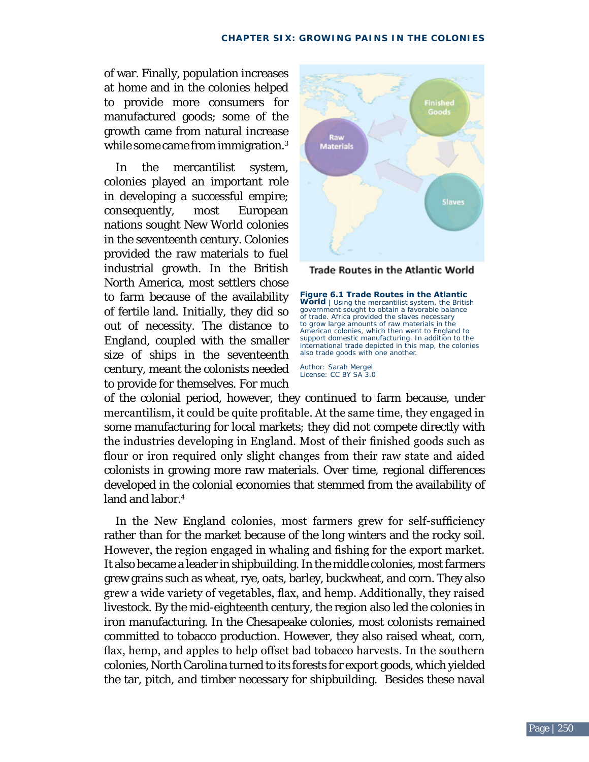of war. Finally, population increases at home and in the colonies helped to provide more consumers for manufactured goods; some of the growth came from natural increase while some came from immigration.[3]

In the mercantilist system, colonies played an important role in developing a successful empire; consequently, most European nations sought New World colonies in the seventeenth century. Colonies provided the raw materials to fuel industrial growth. In the British North America, most settlers chose to farm because of the availability of fertile land. Initially, they did so out of necessity. The distance to England, coupled with the smaller size of ships in the seventeenth century, meant the colonists needed to provide for themselves. For much of the colonial period, however, they continued to farm because, under mercantilism, it could be quite profitable. At the same time, they engaged in some manufacturing for local markets; they did not compete directly with the industries developing in England. Most of their finished goods such as flour or iron required only slight changes from their raw state and aided colonists in growing more raw materials. Over time, regional differences developed in the colonial economies that stemmed from the availability of land and labor.[4]

Trade Routes in the Atlantic World

**Figure 6.1 Trade Routes in the Atlantic World** | Using the mercantilist system, the British government sought to obtain a favorable balance of trade. Africa provided the slaves necessary to grow large amounts of raw materials in the American colonies, which then went to England to support domestic manufacturing. In addition to the international trade depicted in this map, the colonies also trade goods with one another.

Author: Sarah Mergel
License: CC BY SA 3.0

In the New England colonies, most farmers grew for self-sufficiency rather than for the market because of the long winters and the rocky soil. However, the region engaged in whaling and fishing for the export market. It also became a leader in shipbuilding. In the middle colonies, most farmers grew grains such as wheat, rye, oats, barley, buckwheat, and corn. They also grew a wide variety of vegetables, flax, and hemp. Additionally, they raised livestock. By the mid-eighteenth century, the region also led the colonies in iron manufacturing. In the Chesapeake colonies, most colonists remained committed to tobacco production. However, they also raised wheat, corn, flax, hemp, and apples to help offset bad tobacco harvests. In the southern colonies, North Carolina turned to its forests for export goods, which yielded the tar, pitch, and timber necessary for shipbuilding. Besides these naval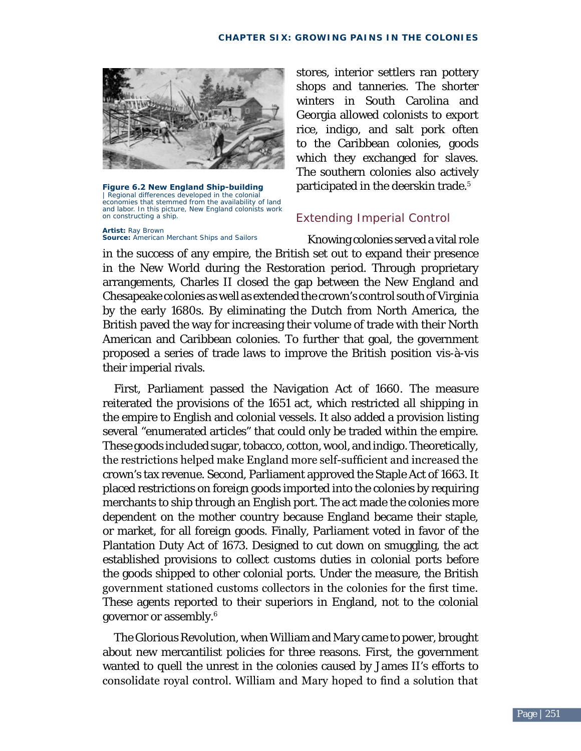**Figure 6.2 New England Ship-building** | Regional differences developed in the colonial economies that stemmed from the availability of land and labor. In this picture, New England colonists work on constructing a ship.

**Artist:** Ray Brown
**Source:** American Merchant Ships and Sailors

stores, interior settlers ran pottery shops and tanneries. The shorter winters in South Carolina and Georgia allowed colonists to export rice, indigo, and salt pork often to the Caribbean colonies, goods which they exchanged for slaves. The southern colonies also actively participated in the deerskin trade.[5]

## Extending Imperial Control

Knowing colonies served a vital role in the success of any empire, the British set out to expand their presence in the New World during the Restoration period. Through proprietary arrangements, Charles II closed the gap between the New England and Chesapeake colonies as well as extended the crown's control south of Virginia by the early 1680s. By eliminating the Dutch from North America, the British paved the way for increasing their volume of trade with their North American and Caribbean colonies. To further that goal, the government proposed a series of trade laws to improve the British position vis-à-vis their imperial rivals.

First, Parliament passed the Navigation Act of 1660. The measure reiterated the provisions of the 1651 act, which restricted all shipping in the empire to English and colonial vessels. It also added a provision listing several "enumerated articles" that could only be traded within the empire. These goods included sugar, tobacco, cotton, wool, and indigo. Theoretically, the restrictions helped make England more self-sufficient and increased the crown's tax revenue. Second, Parliament approved the Staple Act of 1663. It placed restrictions on foreign goods imported into the colonies by requiring merchants to ship through an English port. The act made the colonies more dependent on the mother country because England became their staple, or market, for all foreign goods. Finally, Parliament voted in favor of the Plantation Duty Act of 1673. Designed to cut down on smuggling, the act established provisions to collect customs duties in colonial ports before the goods shipped to other colonial ports. Under the measure, the British government stationed customs collectors in the colonies for the first time. These agents reported to their superiors in England, not to the colonial governor or assembly.[6]

The Glorious Revolution, when William and Mary came to power, brought about new mercantilist policies for three reasons. First, the government wanted to quell the unrest in the colonies caused by James II's efforts to consolidate royal control. William and Mary hoped to find a solution that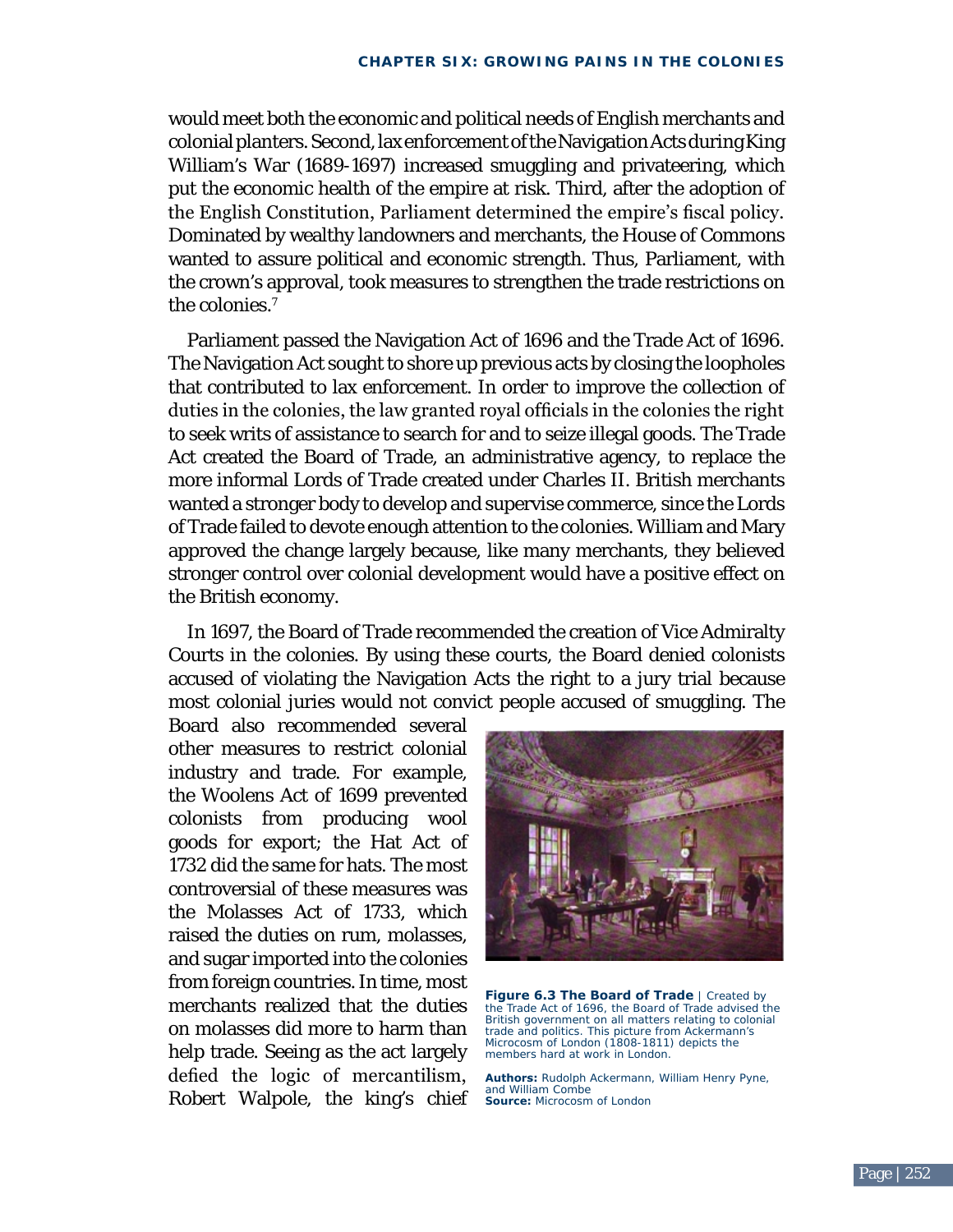would meet both the economic and political needs of English merchants and colonial planters. Second, lax enforcement of the Navigation Acts during King William's War (1689-1697) increased smuggling and privateering, which put the economic health of the empire at risk. Third, after the adoption of the English Constitution, Parliament determined the empire's fiscal policy. Dominated by wealthy landowners and merchants, the House of Commons wanted to assure political and economic strength. Thus, Parliament, with the crown's approval, took measures to strengthen the trade restrictions on the colonies.[7]

Parliament passed the Navigation Act of 1696 and the Trade Act of 1696. The Navigation Act sought to shore up previous acts by closing the loopholes that contributed to lax enforcement. In order to improve the collection of duties in the colonies, the law granted royal officials in the colonies the right to seek writs of assistance to search for and to seize illegal goods. The Trade Act created the Board of Trade, an administrative agency, to replace the more informal Lords of Trade created under Charles II. British merchants wanted a stronger body to develop and supervise commerce, since the Lords of Trade failed to devote enough attention to the colonies. William and Mary approved the change largely because, like many merchants, they believed stronger control over colonial development would have a positive effect on the British economy.

In 1697, the Board of Trade recommended the creation of Vice Admiralty Courts in the colonies. By using these courts, the Board denied colonists accused of violating the Navigation Acts the right to a jury trial because most colonial juries would not convict people accused of smuggling. The Board also recommended several other measures to restrict colonial industry and trade. For example, the Woolens Act of 1699 prevented colonists from producing wool goods for export; the Hat Act of 1732 did the same for hats. The most controversial of these measures was the Molasses Act of 1733, which raised the duties on rum, molasses, and sugar imported into the colonies from foreign countries. In time, most merchants realized that the duties on molasses did more to harm than help trade. Seeing as the act largely defied the logic of mercantilism, Robert Walpole, the king's chief

**Figure 6.3 The Board of Trade** | Created by the Trade Act of 1696, the Board of Trade advised the British government on all matters relating to colonial trade and politics. This picture from Ackermann's Microcosm of London (1808-1811) depicts the members hard at work in London.

**Authors:** Rudolph Ackermann, William Henry Pyne, and William Combe
**Source:** Microcosm of London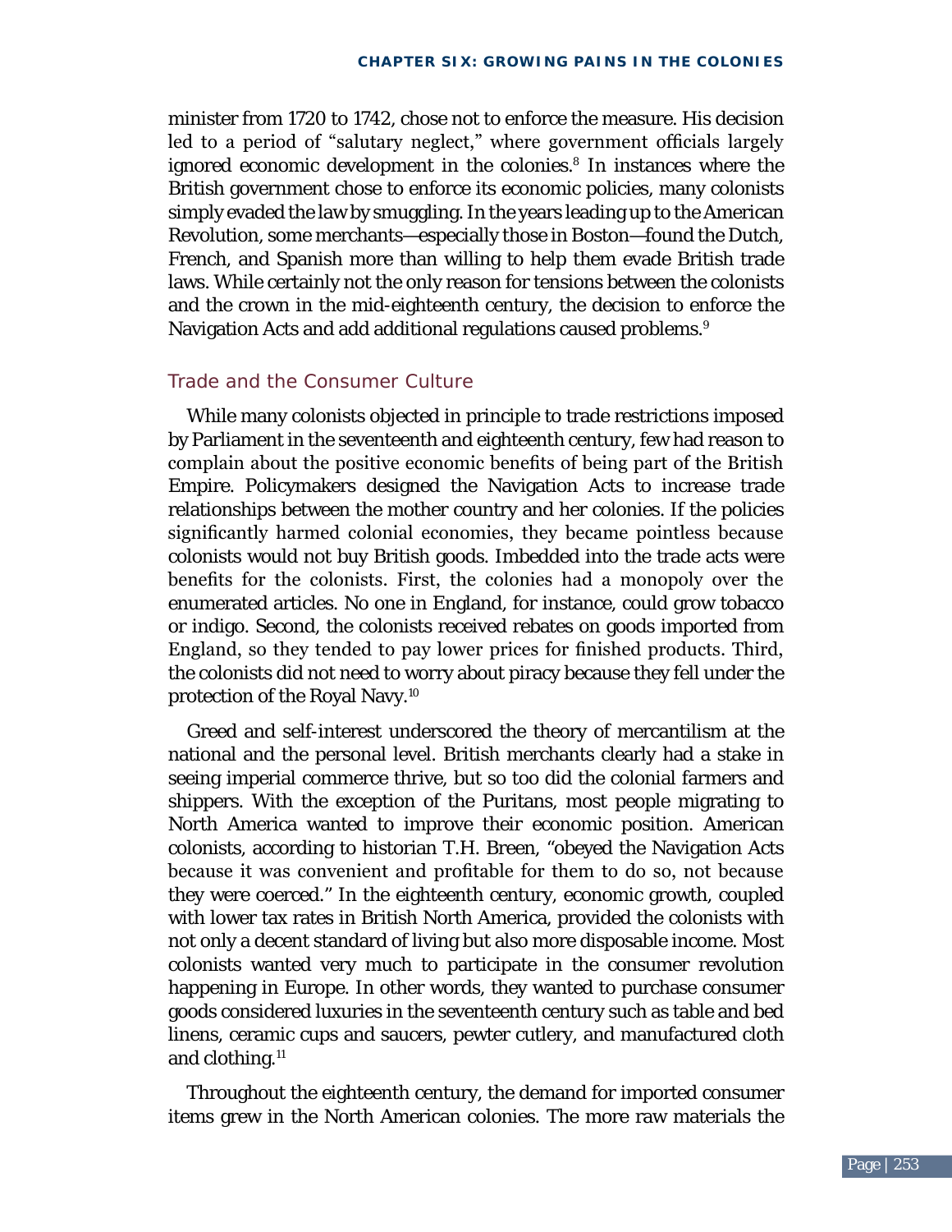minister from 1720 to 1742, chose not to enforce the measure. His decision led to a period of "salutary neglect," where government officials largely ignored economic development in the colonies.[8] In instances where the British government chose to enforce its economic policies, many colonists simply evaded the law by smuggling. In the years leading up to the American Revolution, some merchants—especially those in Boston—found the Dutch, French, and Spanish more than willing to help them evade British trade laws. While certainly not the only reason for tensions between the colonists and the crown in the mid-eighteenth century, the decision to enforce the Navigation Acts and add additional regulations caused problems.[9]

## Trade and the Consumer Culture

While many colonists objected in principle to trade restrictions imposed by Parliament in the seventeenth and eighteenth century, few had reason to complain about the positive economic benefits of being part of the British Empire. Policymakers designed the Navigation Acts to increase trade relationships between the mother country and her colonies. If the policies significantly harmed colonial economies, they became pointless because colonists would not buy British goods. Imbedded into the trade acts were benefits for the colonists. First, the colonies had a monopoly over the enumerated articles. No one in England, for instance, could grow tobacco or indigo. Second, the colonists received rebates on goods imported from England, so they tended to pay lower prices for finished products. Third, the colonists did not need to worry about piracy because they fell under the protection of the Royal Navy.[10]

Greed and self-interest underscored the theory of mercantilism at the national and the personal level. British merchants clearly had a stake in seeing imperial commerce thrive, but so too did the colonial farmers and shippers. With the exception of the Puritans, most people migrating to North America wanted to improve their economic position. American colonists, according to historian T.H. Breen, "obeyed the Navigation Acts because it was convenient and profitable for them to do so, not because they were coerced." In the eighteenth century, economic growth, coupled with lower tax rates in British North America, provided the colonists with not only a decent standard of living but also more disposable income. Most colonists wanted very much to participate in the consumer revolution happening in Europe. In other words, they wanted to purchase consumer goods considered luxuries in the seventeenth century such as table and bed linens, ceramic cups and saucers, pewter cutlery, and manufactured cloth and clothing.[11]

Throughout the eighteenth century, the demand for imported consumer items grew in the North American colonies. The more raw materials the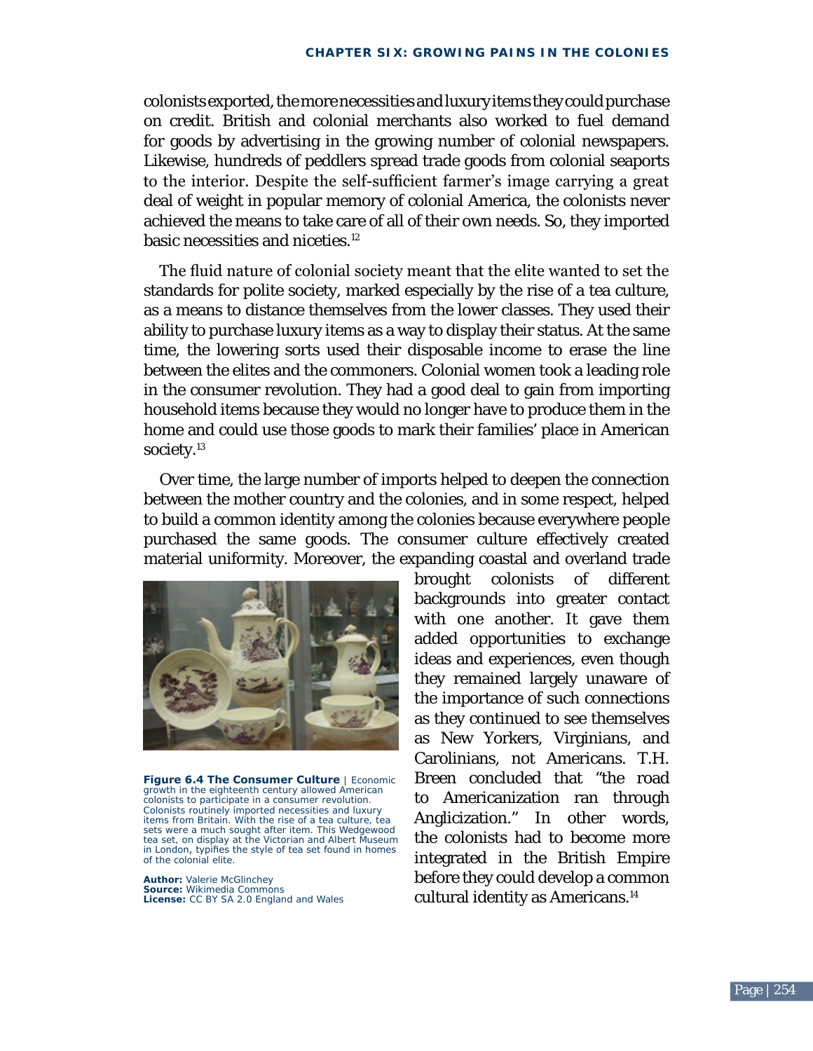colonists exported, the more necessities and luxury items they could purchase on credit. British and colonial merchants also worked to fuel demand for goods by advertising in the growing number of colonial newspapers. Likewise, hundreds of peddlers spread trade goods from colonial seaports to the interior. Despite the self-sufficient farmer's image carrying a great deal of weight in popular memory of colonial America, the colonists never achieved the means to take care of all of their own needs. So, they imported basic necessities and niceties.[12]

The fluid nature of colonial society meant that the elite wanted to set the standards for polite society, marked especially by the rise of a tea culture, as a means to distance themselves from the lower classes. They used their ability to purchase luxury items as a way to display their status. At the same time, the lowering sorts used their disposable income to erase the line between the elites and the commoners. Colonial women took a leading role in the consumer revolution. They had a good deal to gain from importing household items because they would no longer have to produce them in the home and could use those goods to mark their families' place in American society.[13]

Over time, the large number of imports helped to deepen the connection between the mother country and the colonies, and in some respect, helped to build a common identity among the colonies because everywhere people purchased the same goods. The consumer culture effectively created material uniformity. Moreover, the expanding coastal and overland trade brought colonists of different backgrounds into greater contact with one another. It gave them added opportunities to exchange ideas and experiences, even though they remained largely unaware of the importance of such connections as they continued to see themselves as New Yorkers, Virginians, and Carolinians, not Americans. T.H. Breen concluded that "the road to Americanization ran through Anglicization." In other words, the colonists had to become more integrated in the British Empire before they could develop a common cultural identity as Americans.[14]

**Figure 6.4 The Consumer Culture** | Economic growth in the eighteenth century allowed American colonists to participate in a consumer revolution. Colonists routinely imported necessities and luxury items from Britain. With the rise of a tea culture, tea sets were a much sought after item. This Wedgewood tea set, on display at the Victorian and Albert Museum in London, typifies the style of tea set found in homes of the colonial elite.

**Author:** Valerie McGlinchey
**Source:** Wikimedia Commons
**License:** CC BY SA 2.0 England and Wales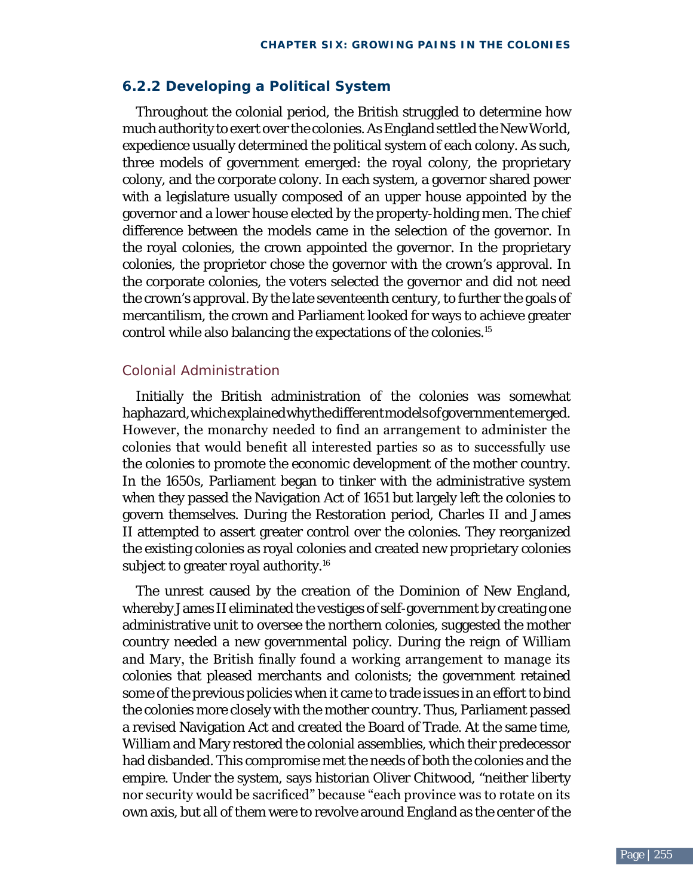### 6.2.2 Developing a Political System

Throughout the colonial period, the British struggled to determine how much authority to exert over the colonies. As England settled the New World, expedience usually determined the political system of each colony. As such, three models of government emerged: the royal colony, the proprietary colony, and the corporate colony. In each system, a governor shared power with a legislature usually composed of an upper house appointed by the governor and a lower house elected by the property-holding men. The chief difference between the models came in the selection of the governor. In the royal colonies, the crown appointed the governor. In the proprietary colonies, the proprietor chose the governor with the crown's approval. In the corporate colonies, the voters selected the governor and did not need the crown's approval. By the late seventeenth century, to further the goals of mercantilism, the crown and Parliament looked for ways to achieve greater control while also balancing the expectations of the colonies.[15]

#### Colonial Administration

Initially the British administration of the colonies was somewhat haphazard, which explained why the different models of government emerged. However, the monarchy needed to find an arrangement to administer the colonies that would benefit all interested parties so as to successfully use the colonies to promote the economic development of the mother country. In the 1650s, Parliament began to tinker with the administrative system when they passed the Navigation Act of 1651 but largely left the colonies to govern themselves. During the Restoration period, Charles II and James II attempted to assert greater control over the colonies. They reorganized the existing colonies as royal colonies and created new proprietary colonies subject to greater royal authority.[16]

The unrest caused by the creation of the Dominion of New England, whereby James II eliminated the vestiges of self-government by creating one administrative unit to oversee the northern colonies, suggested the mother country needed a new governmental policy. During the reign of William and Mary, the British finally found a working arrangement to manage its colonies that pleased merchants and colonists; the government retained some of the previous policies when it came to trade issues in an effort to bind the colonies more closely with the mother country. Thus, Parliament passed a revised Navigation Act and created the Board of Trade. At the same time, William and Mary restored the colonial assemblies, which their predecessor had disbanded. This compromise met the needs of both the colonies and the empire. Under the system, says historian Oliver Chitwood, "neither liberty nor security would be sacrificed" because "each province was to rotate on its own axis, but all of them were to revolve around England as the center of the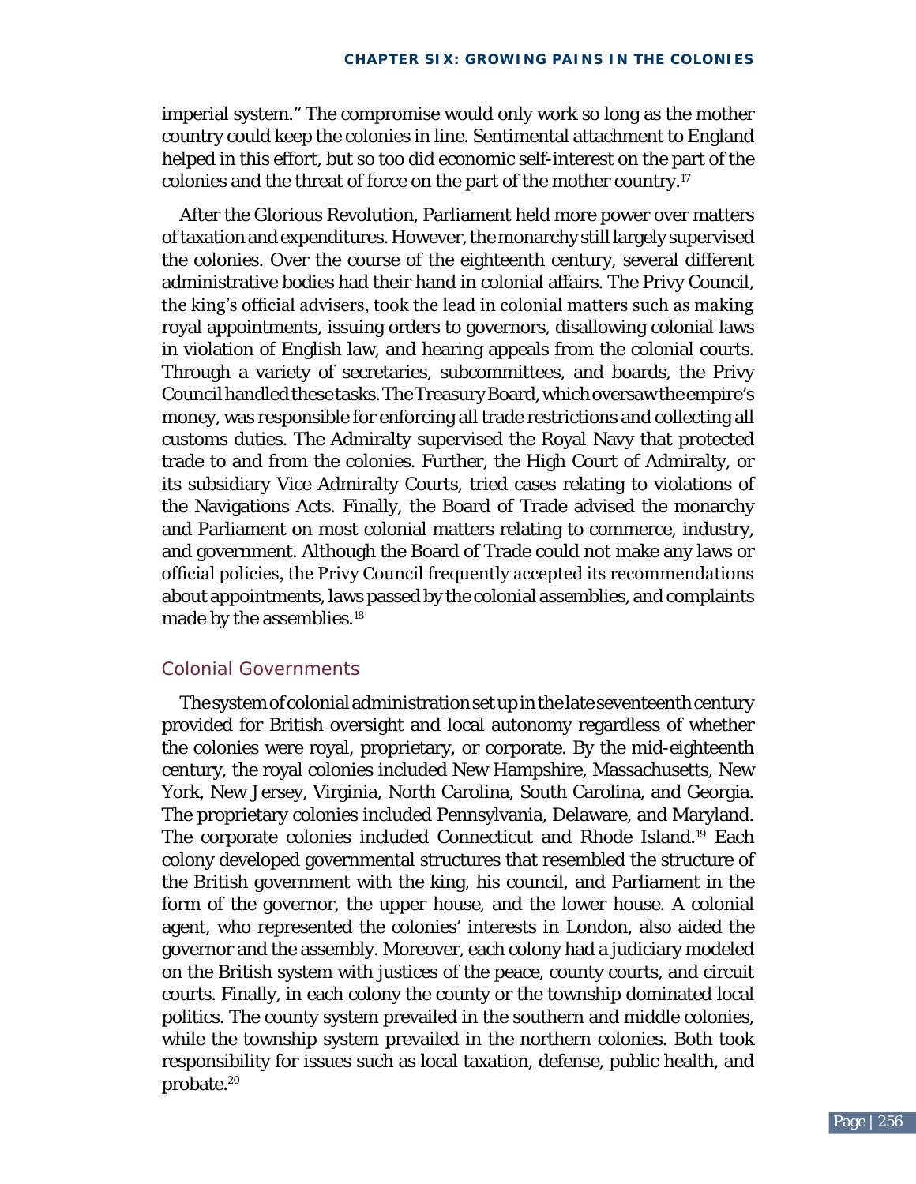imperial system." The compromise would only work so long as the mother country could keep the colonies in line. Sentimental attachment to England helped in this effort, but so too did economic self-interest on the part of the colonies and the threat of force on the part of the mother country.[17]

After the Glorious Revolution, Parliament held more power over matters of taxation and expenditures. However, the monarchy still largely supervised the colonies. Over the course of the eighteenth century, several different administrative bodies had their hand in colonial affairs. The Privy Council, the king's official advisers, took the lead in colonial matters such as making royal appointments, issuing orders to governors, disallowing colonial laws in violation of English law, and hearing appeals from the colonial courts. Through a variety of secretaries, subcommittees, and boards, the Privy Council handled these tasks. The Treasury Board, which oversaw the empire's money, was responsible for enforcing all trade restrictions and collecting all customs duties. The Admiralty supervised the Royal Navy that protected trade to and from the colonies. Further, the High Court of Admiralty, or its subsidiary Vice Admiralty Courts, tried cases relating to violations of the Navigations Acts. Finally, the Board of Trade advised the monarchy and Parliament on most colonial matters relating to commerce, industry, and government. Although the Board of Trade could not make any laws or official policies, the Privy Council frequently accepted its recommendations about appointments, laws passed by the colonial assemblies, and complaints made by the assemblies.[18]

## Colonial Governments

The system of colonial administration set up in the late seventeenth century provided for British oversight and local autonomy regardless of whether the colonies were royal, proprietary, or corporate. By the mid-eighteenth century, the royal colonies included New Hampshire, Massachusetts, New York, New Jersey, Virginia, North Carolina, South Carolina, and Georgia. The proprietary colonies included Pennsylvania, Delaware, and Maryland. The corporate colonies included Connecticut and Rhode Island.[19] Each colony developed governmental structures that resembled the structure of the British government with the king, his council, and Parliament in the form of the governor, the upper house, and the lower house. A colonial agent, who represented the colonies' interests in London, also aided the governor and the assembly. Moreover, each colony had a judiciary modeled on the British system with justices of the peace, county courts, and circuit courts. Finally, in each colony the county or the township dominated local politics. The county system prevailed in the southern and middle colonies, while the township system prevailed in the northern colonies. Both took responsibility for issues such as local taxation, defense, public health, and probate.[20]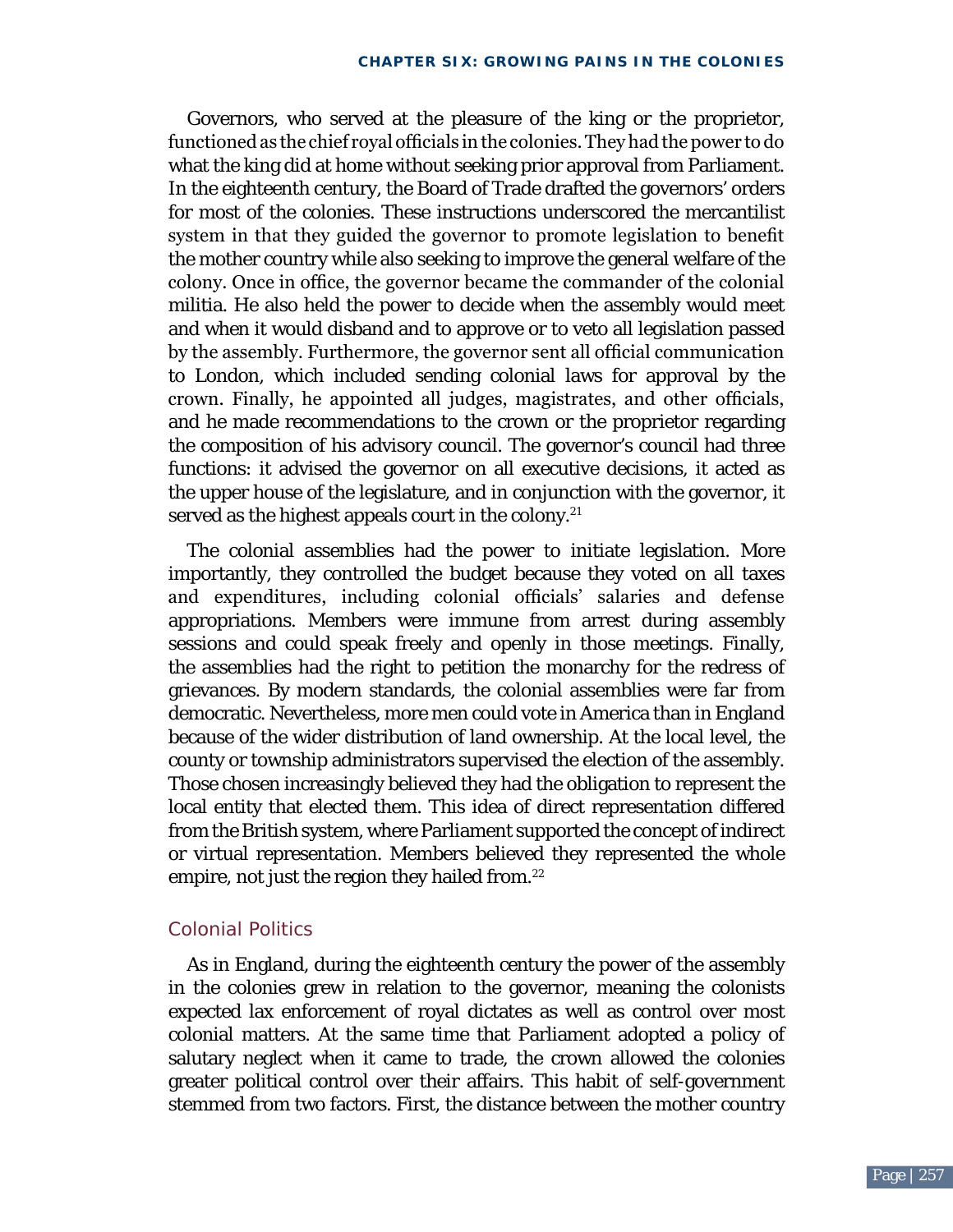Governors, who served at the pleasure of the king or the proprietor, functioned as the chief royal officials in the colonies. They had the power to do what the king did at home without seeking prior approval from Parliament. In the eighteenth century, the Board of Trade drafted the governors' orders for most of the colonies. These instructions underscored the mercantilist system in that they guided the governor to promote legislation to benefit the mother country while also seeking to improve the general welfare of the colony. Once in office, the governor became the commander of the colonial militia. He also held the power to decide when the assembly would meet and when it would disband and to approve or to veto all legislation passed by the assembly. Furthermore, the governor sent all official communication to London, which included sending colonial laws for approval by the crown. Finally, he appointed all judges, magistrates, and other officials, and he made recommendations to the crown or the proprietor regarding the composition of his advisory council. The governor's council had three functions: it advised the governor on all executive decisions, it acted as the upper house of the legislature, and in conjunction with the governor, it served as the highest appeals court in the colony.[21]

The colonial assemblies had the power to initiate legislation. More importantly, they controlled the budget because they voted on all taxes and expenditures, including colonial officials' salaries and defense appropriations. Members were immune from arrest during assembly sessions and could speak freely and openly in those meetings. Finally, the assemblies had the right to petition the monarchy for the redress of grievances. By modern standards, the colonial assemblies were far from democratic. Nevertheless, more men could vote in America than in England because of the wider distribution of land ownership. At the local level, the county or township administrators supervised the election of the assembly. Those chosen increasingly believed they had the obligation to represent the local entity that elected them. This idea of direct representation differed from the British system, where Parliament supported the concept of indirect or virtual representation. Members believed they represented the whole empire, not just the region they hailed from.[22]

## Colonial Politics

As in England, during the eighteenth century the power of the assembly in the colonies grew in relation to the governor, meaning the colonists expected lax enforcement of royal dictates as well as control over most colonial matters. At the same time that Parliament adopted a policy of salutary neglect when it came to trade, the crown allowed the colonies greater political control over their affairs. This habit of self-government stemmed from two factors. First, the distance between the mother country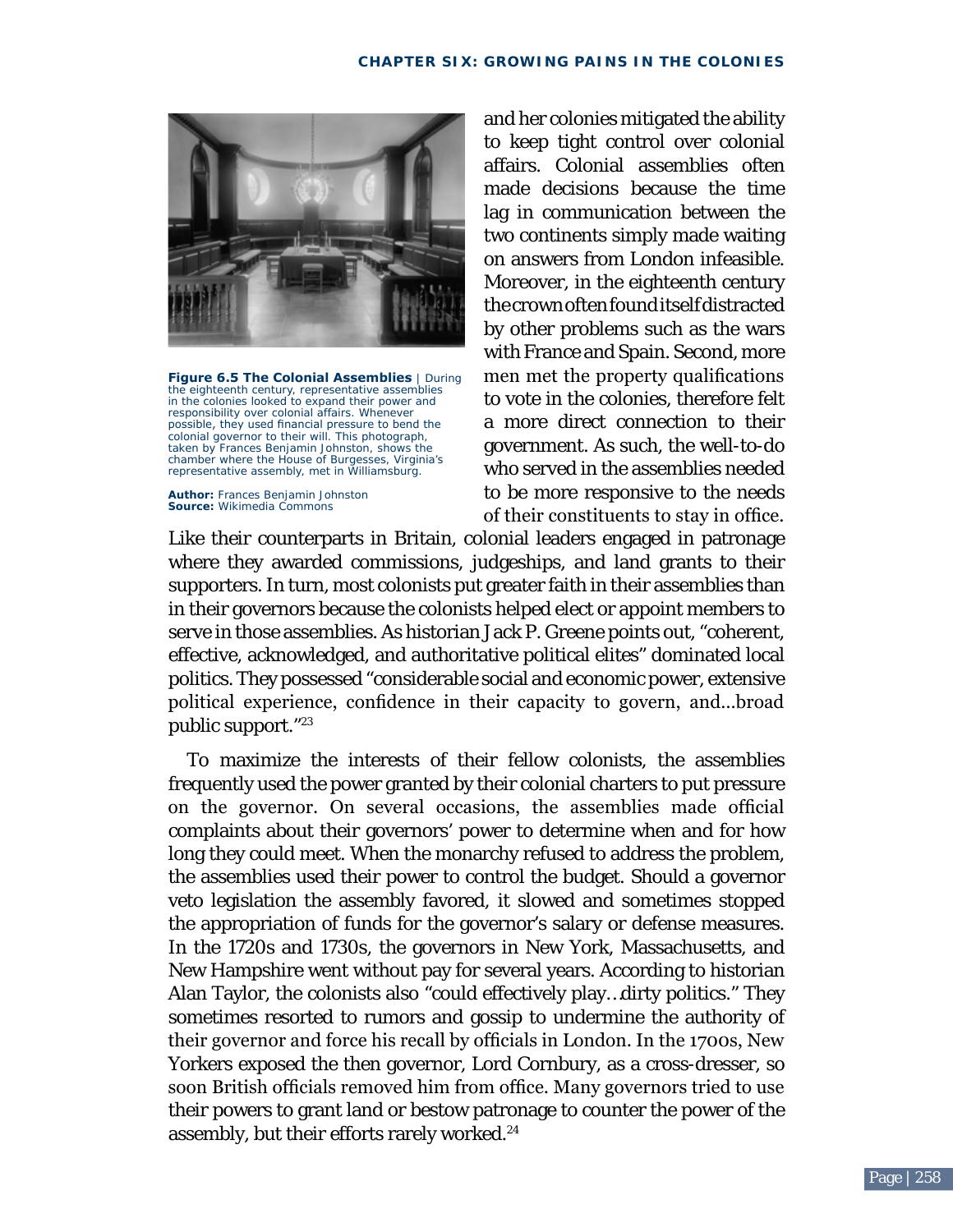**Figure 6.5 The Colonial Assemblies** | During the eighteenth century, representative assemblies in the colonies looked to expand their power and responsibility over colonial affairs. Whenever possible, they used financial pressure to bend the colonial governor to their will. This photograph, taken by Frances Benjamin Johnston, shows the chamber where the House of Burgesses, Virginia's representative assembly, met in Williamsburg.

**Author:** Frances Benjamin Johnston
**Source:** Wikimedia Commons

and her colonies mitigated the ability to keep tight control over colonial affairs. Colonial assemblies often made decisions because the time lag in communication between the two continents simply made waiting on answers from London infeasible. Moreover, in the eighteenth century the crown often found itself distracted by other problems such as the wars with France and Spain. Second, more men met the property qualifications to vote in the colonies, therefore felt a more direct connection to their government. As such, the well-to-do who served in the assemblies needed to be more responsive to the needs of their constituents to stay in office. Like their counterparts in Britain, colonial leaders engaged in patronage where they awarded commissions, judgeships, and land grants to their supporters. In turn, most colonists put greater faith in their assemblies than in their governors because the colonists helped elect or appoint members to serve in those assemblies. As historian Jack P. Greene points out, "coherent, effective, acknowledged, and authoritative political elites" dominated local politics. They possessed "considerable social and economic power, extensive political experience, confidence in their capacity to govern, and...broad public support."[23]

To maximize the interests of their fellow colonists, the assemblies frequently used the power granted by their colonial charters to put pressure on the governor. On several occasions, the assemblies made official complaints about their governors' power to determine when and for how long they could meet. When the monarchy refused to address the problem, the assemblies used their power to control the budget. Should a governor veto legislation the assembly favored, it slowed and sometimes stopped the appropriation of funds for the governor's salary or defense measures. In the 1720s and 1730s, the governors in New York, Massachusetts, and New Hampshire went without pay for several years. According to historian Alan Taylor, the colonists also "could effectively play…dirty politics." They sometimes resorted to rumors and gossip to undermine the authority of their governor and force his recall by officials in London. In the 1700s, New Yorkers exposed the then governor, Lord Cornbury, as a cross-dresser, so soon British officials removed him from office. Many governors tried to use their powers to grant land or bestow patronage to counter the power of the assembly, but their efforts rarely worked.[24]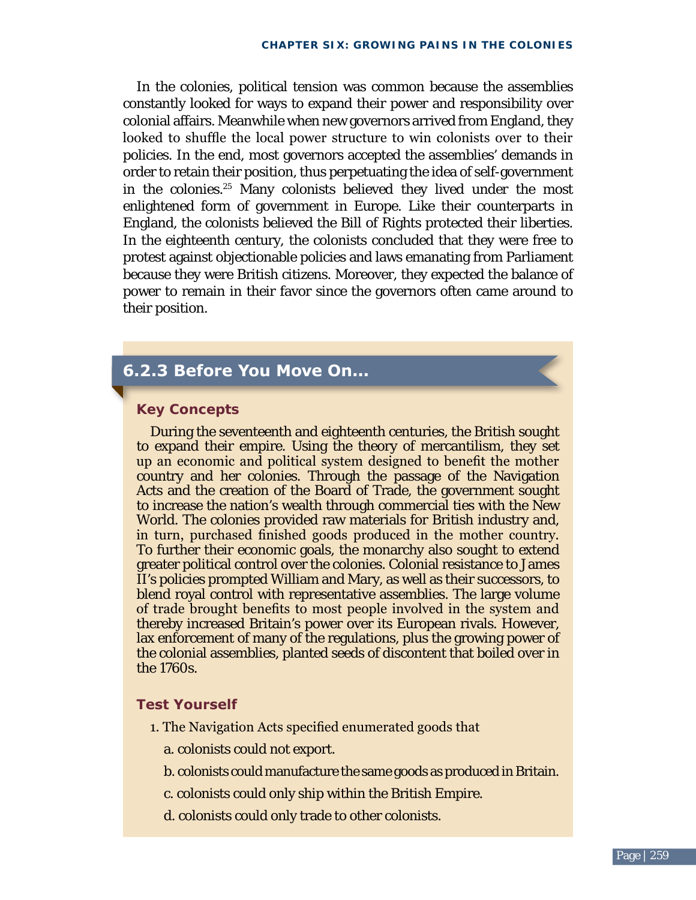In the colonies, political tension was common because the assemblies constantly looked for ways to expand their power and responsibility over colonial affairs. Meanwhile when new governors arrived from England, they looked to shuffle the local power structure to win colonists over to their policies. In the end, most governors accepted the assemblies' demands in order to retain their position, thus perpetuating the idea of self-government in the colonies.[25] Many colonists believed they lived under the most enlightened form of government in Europe. Like their counterparts in England, the colonists believed the Bill of Rights protected their liberties. In the eighteenth century, the colonists concluded that they were free to protest against objectionable policies and laws emanating from Parliament because they were British citizens. Moreover, they expected the balance of power to remain in their favor since the governors often came around to their position.

## 6.2.3 Before You Move On...

### Key Concepts

During the seventeenth and eighteenth centuries, the British sought to expand their empire. Using the theory of mercantilism, they set up an economic and political system designed to benefit the mother country and her colonies. Through the passage of the Navigation Acts and the creation of the Board of Trade, the government sought to increase the nation's wealth through commercial ties with the New World. The colonies provided raw materials for British industry and, in turn, purchased finished goods produced in the mother country. To further their economic goals, the monarchy also sought to extend greater political control over the colonies. Colonial resistance to James II's policies prompted William and Mary, as well as their successors, to blend royal control with representative assemblies. The large volume of trade brought benefits to most people involved in the system and thereby increased Britain's power over its European rivals. However, lax enforcement of many of the regulations, plus the growing power of the colonial assemblies, planted seeds of discontent that boiled over in the 1760s.

### Test Yourself

1. The Navigation Acts specified enumerated goods that

   a. colonists could not export.

   b. colonists could manufacture the same goods as produced in Britain.

   c. colonists could only ship within the British Empire.

   d. colonists could only trade to other colonists.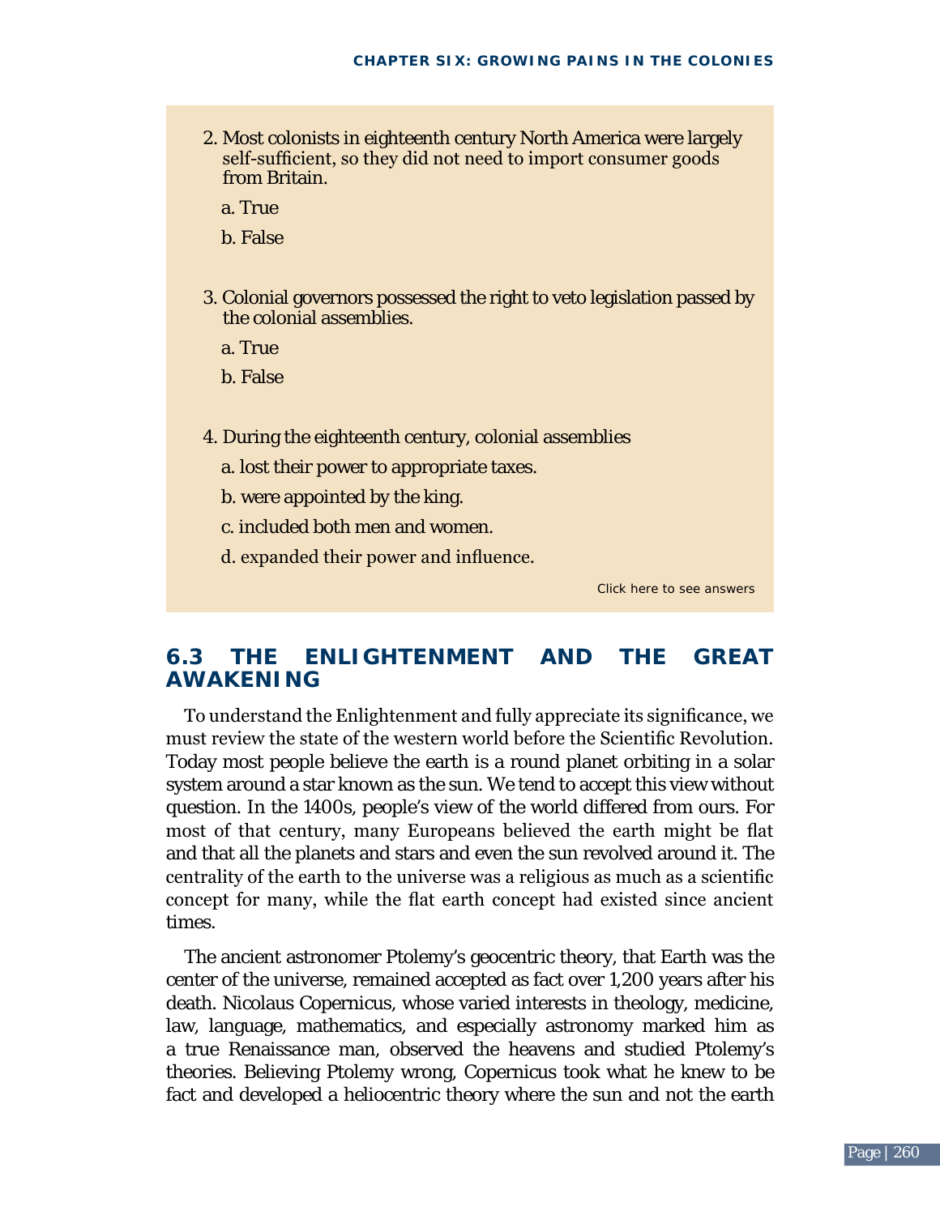2. Most colonists in eighteenth century North America were largely self-sufficient, so they did not need to import consumer goods from Britain.

   a. True

   b. False

3. Colonial governors possessed the right to veto legislation passed by the colonial assemblies.

   a. True

   b. False

4. During the eighteenth century, colonial assemblies

   a. lost their power to appropriate taxes.

   b. were appointed by the king.

   c. included both men and women.

   d. expanded their power and influence.

Click here to see answers

## 6.3 THE ENLIGHTENMENT AND THE GREAT AWAKENING

To understand the Enlightenment and fully appreciate its significance, we must review the state of the western world before the Scientific Revolution. Today most people believe the earth is a round planet orbiting in a solar system around a star known as the sun. We tend to accept this view without question. In the 1400s, people's view of the world differed from ours. For most of that century, many Europeans believed the earth might be flat and that all the planets and stars and even the sun revolved around it. The centrality of the earth to the universe was a religious as much as a scientific concept for many, while the flat earth concept had existed since ancient times.

The ancient astronomer Ptolemy's geocentric theory, that Earth was the center of the universe, remained accepted as fact over 1,200 years after his death. Nicolaus Copernicus, whose varied interests in theology, medicine, law, language, mathematics, and especially astronomy marked him as a true Renaissance man, observed the heavens and studied Ptolemy's theories. Believing Ptolemy wrong, Copernicus took what he knew to be fact and developed a heliocentric theory where the sun and not the earth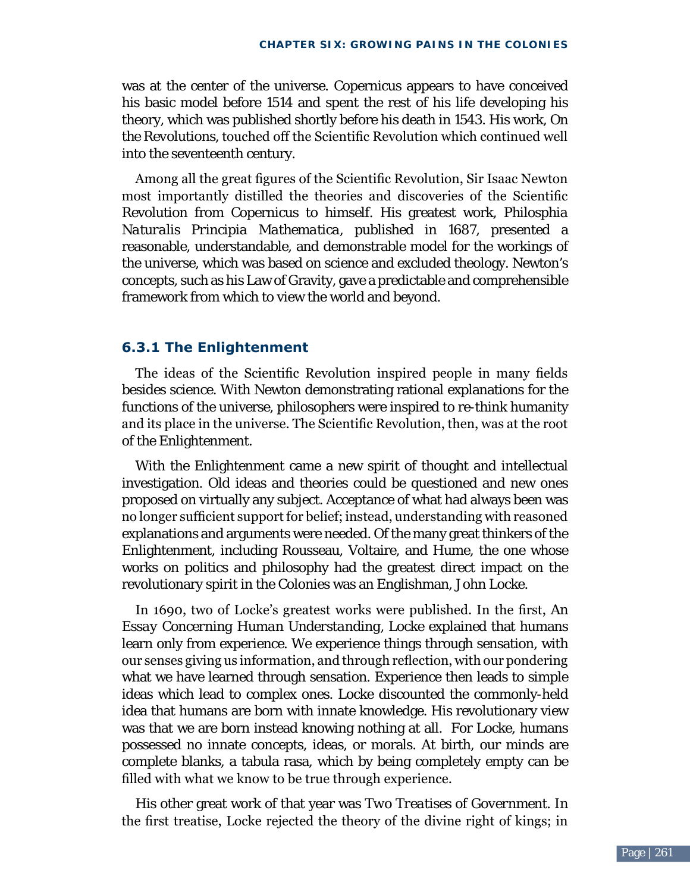was at the center of the universe. Copernicus appears to have conceived his basic model before 1514 and spent the rest of his life developing his theory, which was published shortly before his death in 1543. His work, On the Revolutions, touched off the Scientific Revolution which continued well into the seventeenth century.

Among all the great figures of the Scientific Revolution, Sir Isaac Newton most importantly distilled the theories and discoveries of the Scientific Revolution from Copernicus to himself. His greatest work, Philosphia *Naturalis Principia Mathematica*, published in 1687, presented a reasonable, understandable, and demonstrable model for the workings of the universe, which was based on science and excluded theology. Newton's concepts, such as his Law of Gravity, gave a predictable and comprehensible framework from which to view the world and beyond.

### 6.3.1 The Enlightenment

The ideas of the Scientific Revolution inspired people in many fields besides science. With Newton demonstrating rational explanations for the functions of the universe, philosophers were inspired to re-think humanity and its place in the universe. The Scientific Revolution, then, was at the root of the Enlightenment.

With the Enlightenment came a new spirit of thought and intellectual investigation. Old ideas and theories could be questioned and new ones proposed on virtually any subject. Acceptance of what had always been was no longer sufficient support for belief; instead, understanding with reasoned explanations and arguments were needed. Of the many great thinkers of the Enlightenment, including Rousseau, Voltaire, and Hume, the one whose works on politics and philosophy had the greatest direct impact on the revolutionary spirit in the Colonies was an Englishman, John Locke.

In 1690, two of Locke's greatest works were published. In the first, *An Essay Concerning Human Understanding*, Locke explained that humans learn only from experience. We experience things through sensation, with our senses giving us information, and through reflection, with our pondering what we have learned through sensation. Experience then leads to simple ideas which lead to complex ones. Locke discounted the commonly-held idea that humans are born with innate knowledge. His revolutionary view was that we are born instead knowing nothing at all. For Locke, humans possessed no innate concepts, ideas, or morals. At birth, our minds are complete blanks, a tabula rasa, which by being completely empty can be filled with what we know to be true through experience.

His other great work of that year was *Two Treatises of Government*. In the first treatise, Locke rejected the theory of the divine right of kings; in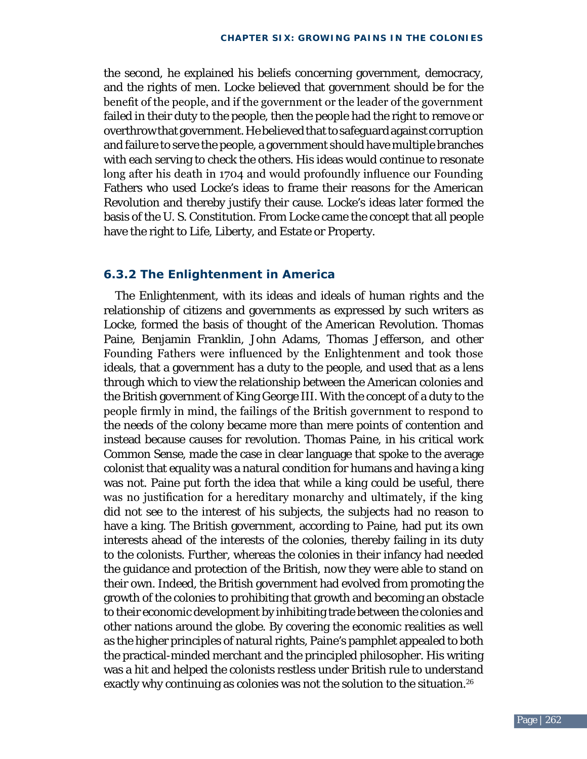the second, he explained his beliefs concerning government, democracy, and the rights of men. Locke believed that government should be for the benefit of the people, and if the government or the leader of the government failed in their duty to the people, then the people had the right to remove or overthrow that government. He believed that to safeguard against corruption and failure to serve the people, a government should have multiple branches with each serving to check the others. His ideas would continue to resonate long after his death in 1704 and would profoundly influence our Founding Fathers who used Locke's ideas to frame their reasons for the American Revolution and thereby justify their cause. Locke's ideas later formed the basis of the U. S. Constitution. From Locke came the concept that all people have the right to Life, Liberty, and Estate or Property.

### 6.3.2 The Enlightenment in America

The Enlightenment, with its ideas and ideals of human rights and the relationship of citizens and governments as expressed by such writers as Locke, formed the basis of thought of the American Revolution. Thomas Paine, Benjamin Franklin, John Adams, Thomas Jefferson, and other Founding Fathers were influenced by the Enlightenment and took those ideals, that a government has a duty to the people, and used that as a lens through which to view the relationship between the American colonies and the British government of King George III. With the concept of a duty to the people firmly in mind, the failings of the British government to respond to the needs of the colony became more than mere points of contention and instead because causes for revolution. Thomas Paine, in his critical work Common Sense, made the case in clear language that spoke to the average colonist that equality was a natural condition for humans and having a king was not. Paine put forth the idea that while a king could be useful, there was no justification for a hereditary monarchy and ultimately, if the king did not see to the interest of his subjects, the subjects had no reason to have a king. The British government, according to Paine, had put its own interests ahead of the interests of the colonies, thereby failing in its duty to the colonists. Further, whereas the colonies in their infancy had needed the guidance and protection of the British, now they were able to stand on their own. Indeed, the British government had evolved from promoting the growth of the colonies to prohibiting that growth and becoming an obstacle to their economic development by inhibiting trade between the colonies and other nations around the globe. By covering the economic realities as well as the higher principles of natural rights, Paine's pamphlet appealed to both the practical-minded merchant and the principled philosopher. His writing was a hit and helped the colonists restless under British rule to understand exactly why continuing as colonies was not the solution to the situation.[26]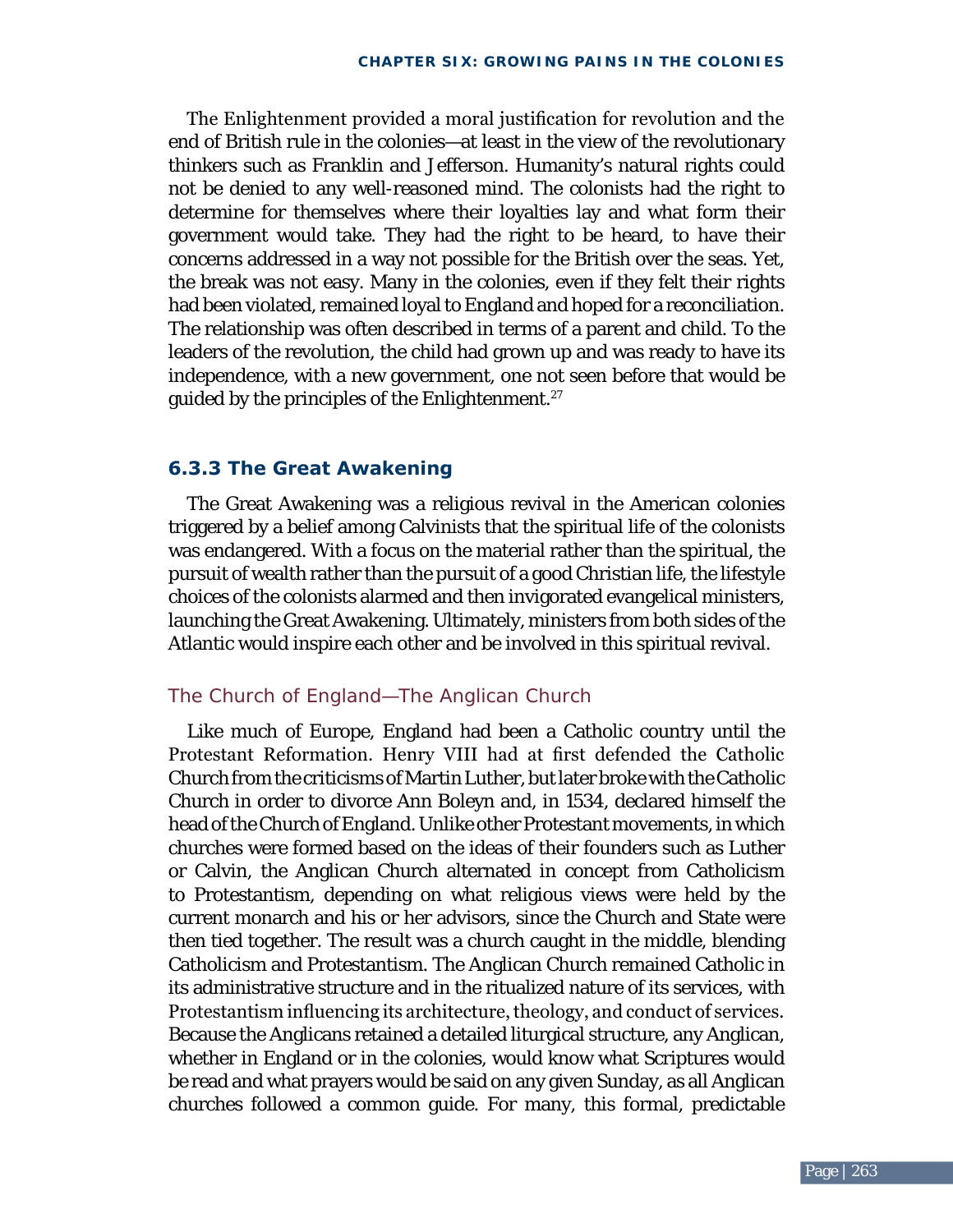The Enlightenment provided a moral justification for revolution and the end of British rule in the colonies—at least in the view of the revolutionary thinkers such as Franklin and Jefferson. Humanity's natural rights could not be denied to any well-reasoned mind. The colonists had the right to determine for themselves where their loyalties lay and what form their government would take. They had the right to be heard, to have their concerns addressed in a way not possible for the British over the seas. Yet, the break was not easy. Many in the colonies, even if they felt their rights had been violated, remained loyal to England and hoped for a reconciliation. The relationship was often described in terms of a parent and child. To the leaders of the revolution, the child had grown up and was ready to have its independence, with a new government, one not seen before that would be guided by the principles of the Enlightenment.[27]

### 6.3.3 The Great Awakening

The Great Awakening was a religious revival in the American colonies triggered by a belief among Calvinists that the spiritual life of the colonists was endangered. With a focus on the material rather than the spiritual, the pursuit of wealth rather than the pursuit of a good Christian life, the lifestyle choices of the colonists alarmed and then invigorated evangelical ministers, launching the Great Awakening. Ultimately, ministers from both sides of the Atlantic would inspire each other and be involved in this spiritual revival.

#### The Church of England—The Anglican Church

Like much of Europe, England had been a Catholic country until the Protestant Reformation. Henry VIII had at first defended the Catholic Church from the criticisms of Martin Luther, but later broke with the Catholic Church in order to divorce Ann Boleyn and, in 1534, declared himself the head of the Church of England. Unlike other Protestant movements, in which churches were formed based on the ideas of their founders such as Luther or Calvin, the Anglican Church alternated in concept from Catholicism to Protestantism, depending on what religious views were held by the current monarch and his or her advisors, since the Church and State were then tied together. The result was a church caught in the middle, blending Catholicism and Protestantism. The Anglican Church remained Catholic in its administrative structure and in the ritualized nature of its services, with Protestantism influencing its architecture, theology, and conduct of services. Because the Anglicans retained a detailed liturgical structure, any Anglican, whether in England or in the colonies, would know what Scriptures would be read and what prayers would be said on any given Sunday, as all Anglican churches followed a common guide. For many, this formal, predictable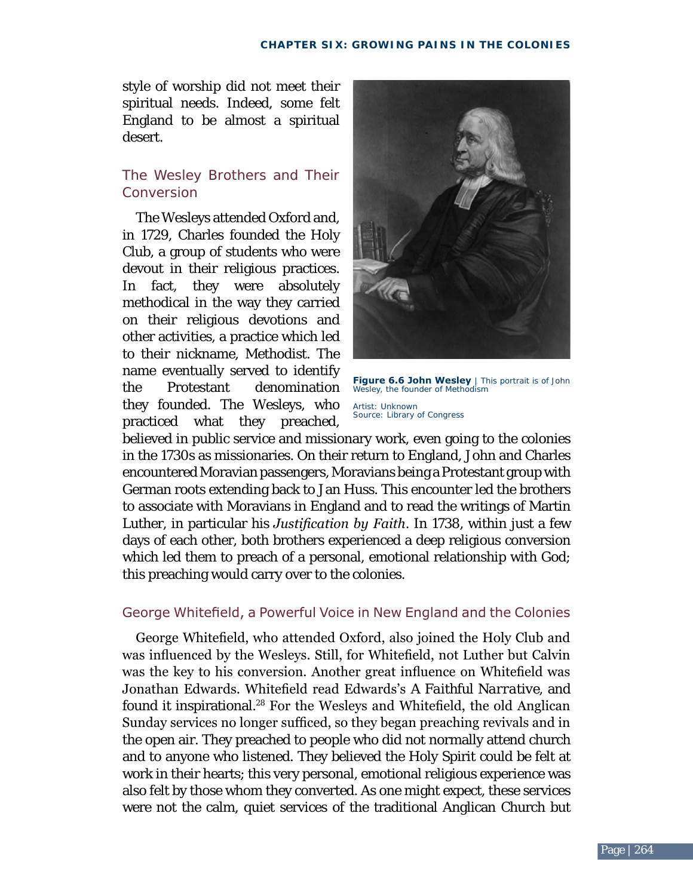style of worship did not meet their spiritual needs. Indeed, some felt England to be almost a spiritual desert.

### The Wesley Brothers and Their Conversion

The Wesleys attended Oxford and, in 1729, Charles founded the Holy Club, a group of students who were devout in their religious practices. In fact, they were absolutely methodical in the way they carried on their religious devotions and other activities, a practice which led to their nickname, Methodist. The name eventually served to identify the Protestant denomination they founded. The Wesleys, who practiced what they preached, believed in public service and missionary work, even going to the colonies in the 1730s as missionaries. On their return to England, John and Charles encountered Moravian passengers, Moravians being a Protestant group with German roots extending back to Jan Huss. This encounter led the brothers to associate with Moravians in England and to read the writings of Martin Luther, in particular his *Justification by Faith*. In 1738, within just a few days of each other, both brothers experienced a deep religious conversion which led them to preach of a personal, emotional relationship with God; this preaching would carry over to the colonies.

**Figure 6.6 John Wesley** | This portrait is of John Wesley, the founder of Methodism

Artist: Unknown
Source: Library of Congress

### George Whitefield, a Powerful Voice in New England and the Colonies

George Whitefield, who attended Oxford, also joined the Holy Club and was influenced by the Wesleys. Still, for Whitefield, not Luther but Calvin was the key to his conversion. Another great influence on Whitefield was Jonathan Edwards. Whitefield read Edwards's *A Faithful Narrative*, and found it inspirational.[28] For the Wesleys and Whitefield, the old Anglican Sunday services no longer sufficed, so they began preaching revivals and in the open air. They preached to people who did not normally attend church and to anyone who listened. They believed the Holy Spirit could be felt at work in their hearts; this very personal, emotional religious experience was also felt by those whom they converted. As one might expect, these services were not the calm, quiet services of the traditional Anglican Church but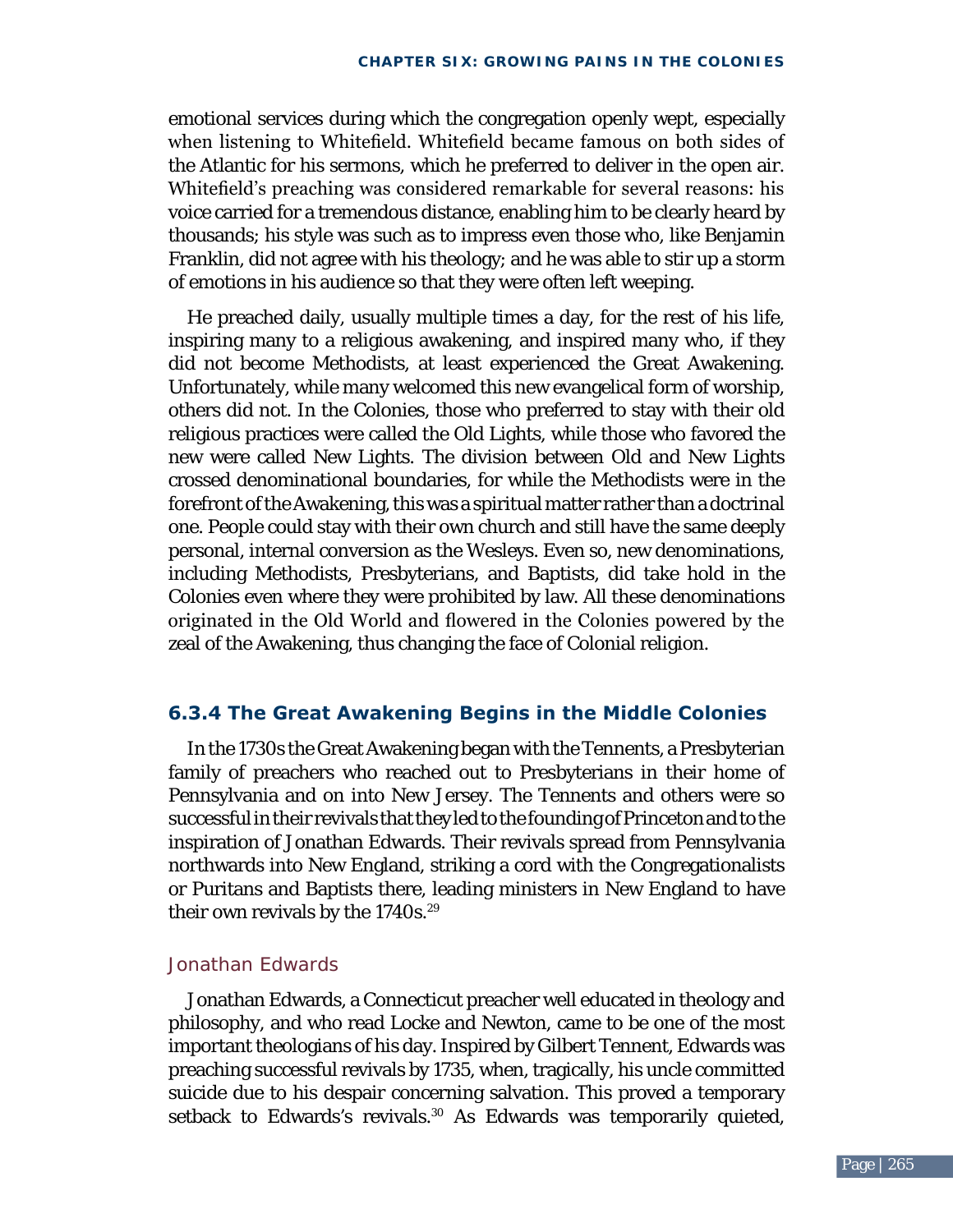emotional services during which the congregation openly wept, especially when listening to Whitefield. Whitefield became famous on both sides of the Atlantic for his sermons, which he preferred to deliver in the open air. Whitefield's preaching was considered remarkable for several reasons: his voice carried for a tremendous distance, enabling him to be clearly heard by thousands; his style was such as to impress even those who, like Benjamin Franklin, did not agree with his theology; and he was able to stir up a storm of emotions in his audience so that they were often left weeping.

He preached daily, usually multiple times a day, for the rest of his life, inspiring many to a religious awakening, and inspired many who, if they did not become Methodists, at least experienced the Great Awakening. Unfortunately, while many welcomed this new evangelical form of worship, others did not. In the Colonies, those who preferred to stay with their old religious practices were called the Old Lights, while those who favored the new were called New Lights. The division between Old and New Lights crossed denominational boundaries, for while the Methodists were in the forefront of the Awakening, this was a spiritual matter rather than a doctrinal one. People could stay with their own church and still have the same deeply personal, internal conversion as the Wesleys. Even so, new denominations, including Methodists, Presbyterians, and Baptists, did take hold in the Colonies even where they were prohibited by law. All these denominations originated in the Old World and flowered in the Colonies powered by the zeal of the Awakening, thus changing the face of Colonial religion.

### 6.3.4 The Great Awakening Begins in the Middle Colonies

In the 1730s the Great Awakening began with the Tennents, a Presbyterian family of preachers who reached out to Presbyterians in their home of Pennsylvania and on into New Jersey. The Tennents and others were so successful in their revivals that they led to the founding of Princeton and to the inspiration of Jonathan Edwards. Their revivals spread from Pennsylvania northwards into New England, striking a cord with the Congregationalists or Puritans and Baptists there, leading ministers in New England to have their own revivals by the 1740s.[29]

#### Jonathan Edwards

Jonathan Edwards, a Connecticut preacher well educated in theology and philosophy, and who read Locke and Newton, came to be one of the most important theologians of his day. Inspired by Gilbert Tennent, Edwards was preaching successful revivals by 1735, when, tragically, his uncle committed suicide due to his despair concerning salvation. This proved a temporary setback to Edwards's revivals.[30] As Edwards was temporarily quieted,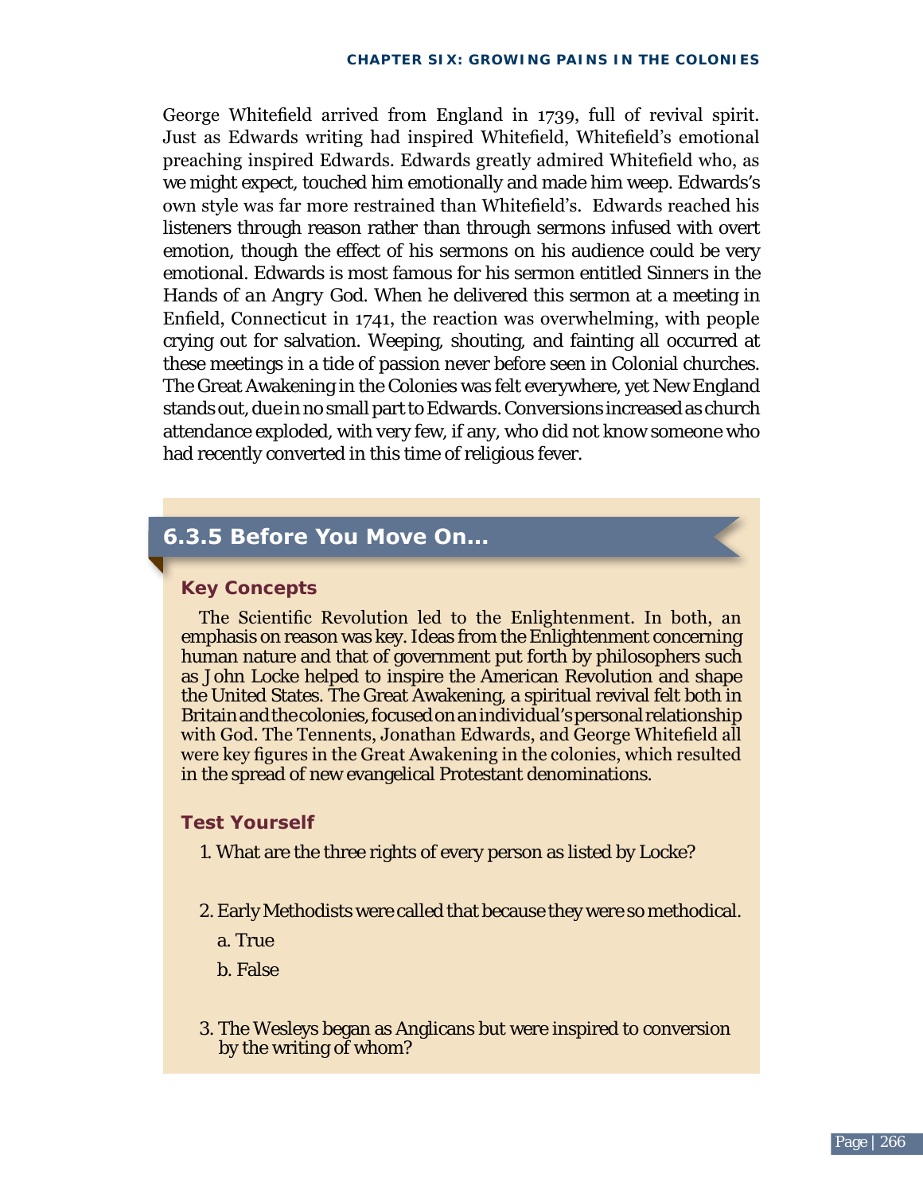George Whitefield arrived from England in 1739, full of revival spirit. Just as Edwards writing had inspired Whitefield, Whitefield's emotional preaching inspired Edwards. Edwards greatly admired Whitefield who, as we might expect, touched him emotionally and made him weep. Edwards's own style was far more restrained than Whitefield's. Edwards reached his listeners through reason rather than through sermons infused with overt emotion, though the effect of his sermons on his audience could be very emotional. Edwards is most famous for his sermon entitled Sinners in the Hands of an Angry God. When he delivered this sermon at a meeting in Enfield, Connecticut in 1741, the reaction was overwhelming, with people crying out for salvation. Weeping, shouting, and fainting all occurred at these meetings in a tide of passion never before seen in Colonial churches. The Great Awakening in the Colonies was felt everywhere, yet New England stands out, due in no small part to Edwards. Conversions increased as church attendance exploded, with very few, if any, who did not know someone who had recently converted in this time of religious fever.

## 6.3.5 Before You Move On...

### Key Concepts

The Scientific Revolution led to the Enlightenment. In both, an emphasis on reason was key. Ideas from the Enlightenment concerning human nature and that of government put forth by philosophers such as John Locke helped to inspire the American Revolution and shape the United States. The Great Awakening, a spiritual revival felt both in Britain and the colonies, focused on an individual's personal relationship with God. The Tennents, Jonathan Edwards, and George Whitefield all were key figures in the Great Awakening in the colonies, which resulted in the spread of new evangelical Protestant denominations.

### Test Yourself

1. What are the three rights of every person as listed by Locke?

2. Early Methodists were called that because they were so methodical.

   a. True

   b. False

3. The Wesleys began as Anglicans but were inspired to conversion by the writing of whom?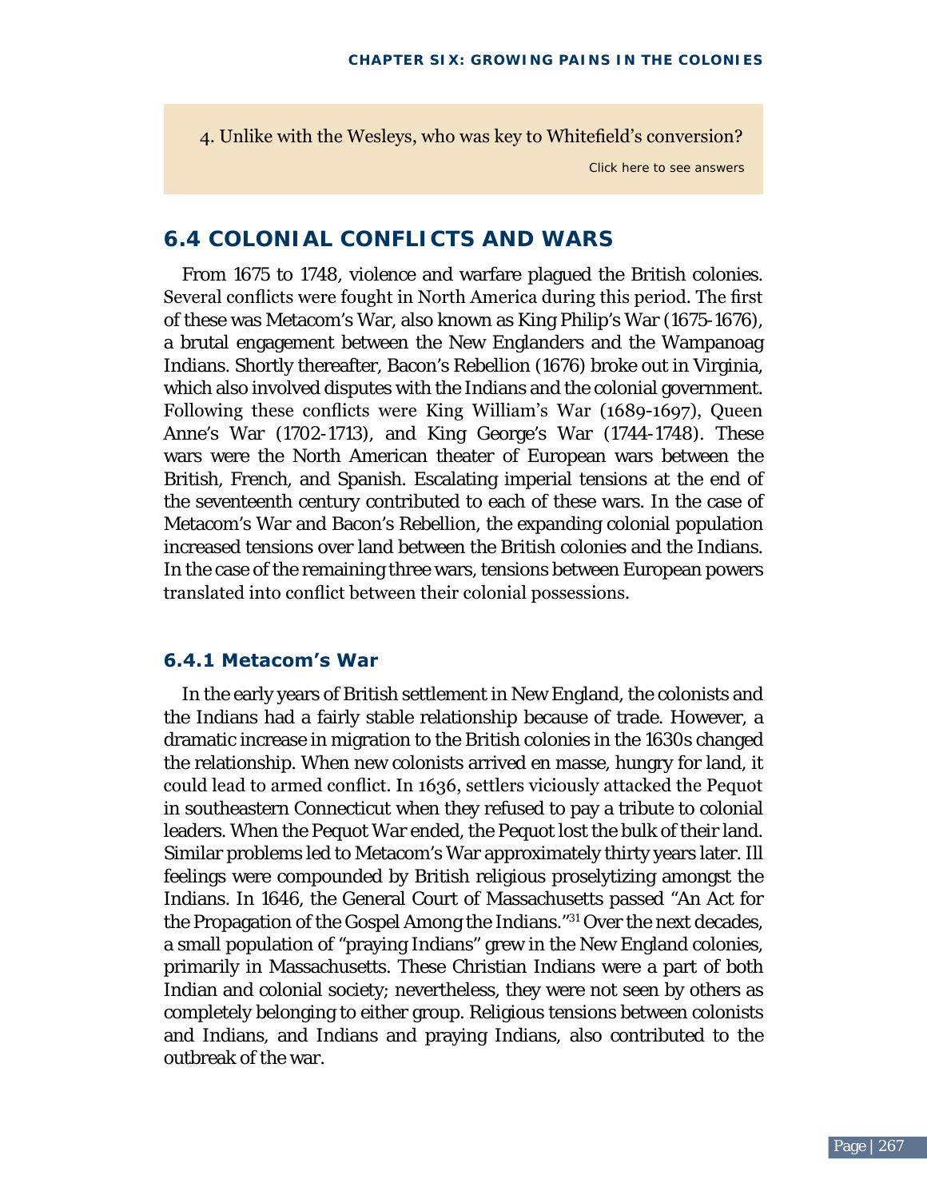4. Unlike with the Wesleys, who was key to Whitefield's conversion?

Click here to see answers

## 6.4 COLONIAL CONFLICTS AND WARS

From 1675 to 1748, violence and warfare plagued the British colonies. Several conflicts were fought in North America during this period. The first of these was Metacom's War, also known as King Philip's War (1675-1676), a brutal engagement between the New Englanders and the Wampanoag Indians. Shortly thereafter, Bacon's Rebellion (1676) broke out in Virginia, which also involved disputes with the Indians and the colonial government. Following these conflicts were King William's War (1689-1697), Queen Anne's War (1702-1713), and King George's War (1744-1748). These wars were the North American theater of European wars between the British, French, and Spanish. Escalating imperial tensions at the end of the seventeenth century contributed to each of these wars. In the case of Metacom's War and Bacon's Rebellion, the expanding colonial population increased tensions over land between the British colonies and the Indians. In the case of the remaining three wars, tensions between European powers translated into conflict between their colonial possessions.

### 6.4.1 Metacom's War

In the early years of British settlement in New England, the colonists and the Indians had a fairly stable relationship because of trade. However, a dramatic increase in migration to the British colonies in the 1630s changed the relationship. When new colonists arrived en masse, hungry for land, it could lead to armed conflict. In 1636, settlers viciously attacked the Pequot in southeastern Connecticut when they refused to pay a tribute to colonial leaders. When the Pequot War ended, the Pequot lost the bulk of their land. Similar problems led to Metacom's War approximately thirty years later. Ill feelings were compounded by British religious proselytizing amongst the Indians. In 1646, the General Court of Massachusetts passed "An Act for the Propagation of the Gospel Among the Indians."[31] Over the next decades, a small population of "praying Indians" grew in the New England colonies, primarily in Massachusetts. These Christian Indians were a part of both Indian and colonial society; nevertheless, they were not seen by others as completely belonging to either group. Religious tensions between colonists and Indians, and Indians and praying Indians, also contributed to the outbreak of the war.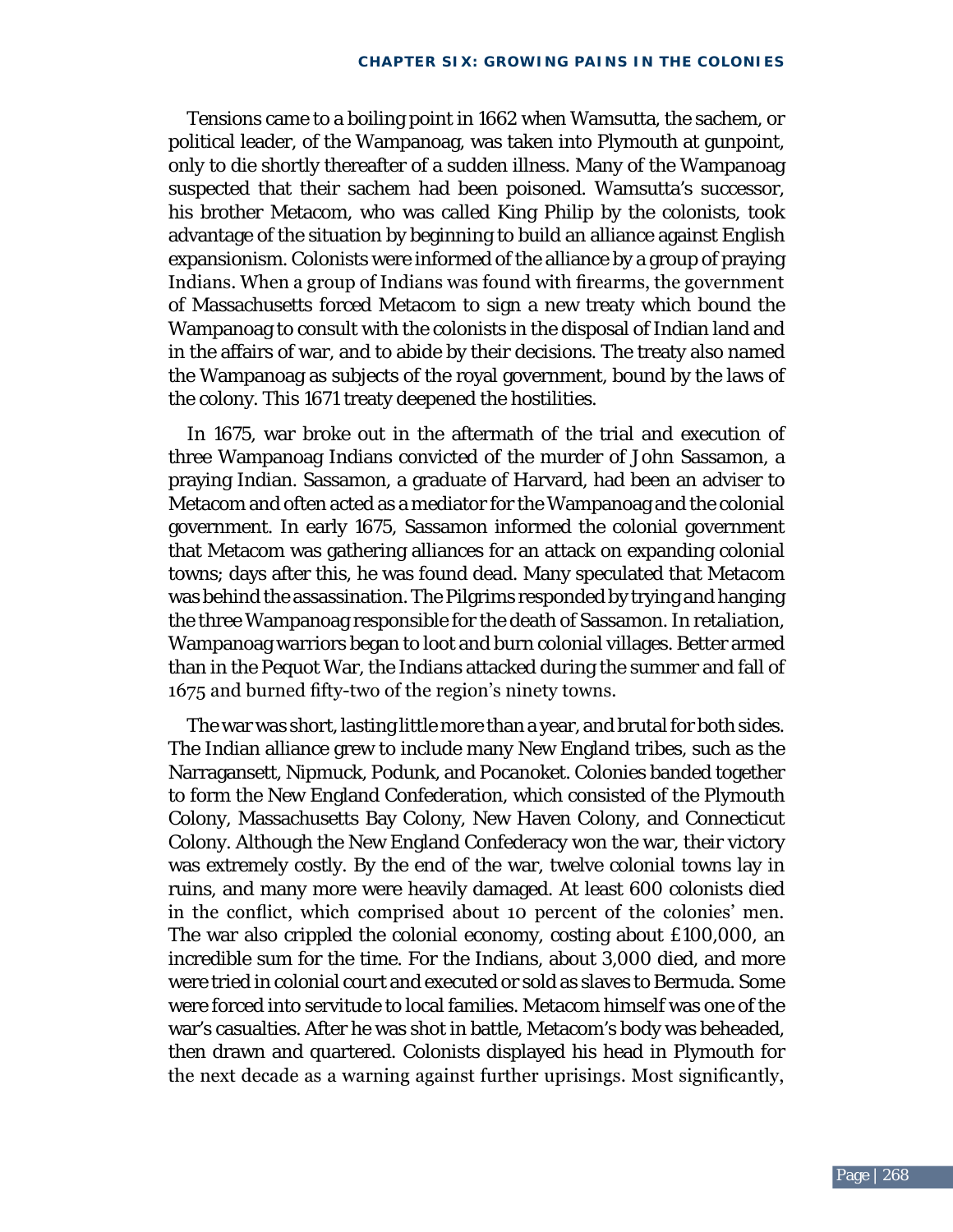Tensions came to a boiling point in 1662 when Wamsutta, the sachem, or political leader, of the Wampanoag, was taken into Plymouth at gunpoint, only to die shortly thereafter of a sudden illness. Many of the Wampanoag suspected that their sachem had been poisoned. Wamsutta's successor, his brother Metacom, who was called King Philip by the colonists, took advantage of the situation by beginning to build an alliance against English expansionism. Colonists were informed of the alliance by a group of praying Indians. When a group of Indians was found with firearms, the government of Massachusetts forced Metacom to sign a new treaty which bound the Wampanoag to consult with the colonists in the disposal of Indian land and in the affairs of war, and to abide by their decisions. The treaty also named the Wampanoag as subjects of the royal government, bound by the laws of the colony. This 1671 treaty deepened the hostilities.

In 1675, war broke out in the aftermath of the trial and execution of three Wampanoag Indians convicted of the murder of John Sassamon, a praying Indian. Sassamon, a graduate of Harvard, had been an adviser to Metacom and often acted as a mediator for the Wampanoag and the colonial government. In early 1675, Sassamon informed the colonial government that Metacom was gathering alliances for an attack on expanding colonial towns; days after this, he was found dead. Many speculated that Metacom was behind the assassination. The Pilgrims responded by trying and hanging the three Wampanoag responsible for the death of Sassamon. In retaliation, Wampanoag warriors began to loot and burn colonial villages. Better armed than in the Pequot War, the Indians attacked during the summer and fall of 1675 and burned fifty-two of the region's ninety towns.

The war was short, lasting little more than a year, and brutal for both sides. The Indian alliance grew to include many New England tribes, such as the Narragansett, Nipmuck, Podunk, and Pocanoket. Colonies banded together to form the New England Confederation, which consisted of the Plymouth Colony, Massachusetts Bay Colony, New Haven Colony, and Connecticut Colony. Although the New England Confederacy won the war, their victory was extremely costly. By the end of the war, twelve colonial towns lay in ruins, and many more were heavily damaged. At least 600 colonists died in the conflict, which comprised about 10 percent of the colonies' men. The war also crippled the colonial economy, costing about £100,000, an incredible sum for the time. For the Indians, about 3,000 died, and more were tried in colonial court and executed or sold as slaves to Bermuda. Some were forced into servitude to local families. Metacom himself was one of the war's casualties. After he was shot in battle, Metacom's body was beheaded, then drawn and quartered. Colonists displayed his head in Plymouth for the next decade as a warning against further uprisings. Most significantly,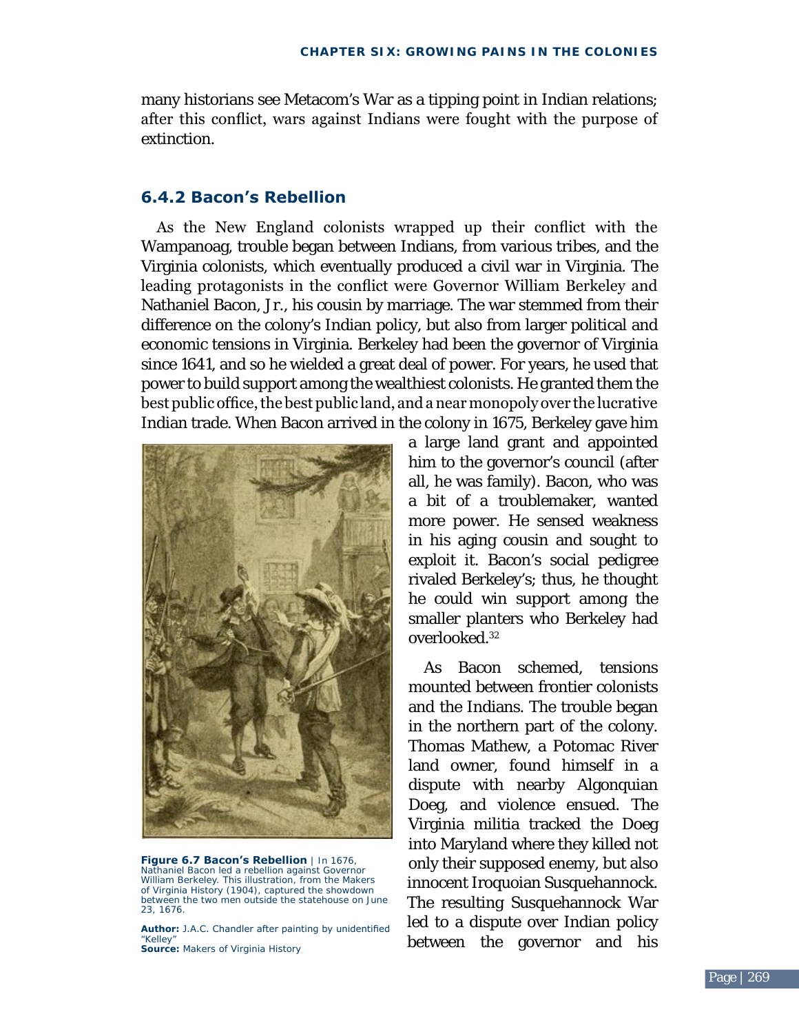many historians see Metacom's War as a tipping point in Indian relations; after this conflict, wars against Indians were fought with the purpose of extinction.

### 6.4.2 Bacon's Rebellion

As the New England colonists wrapped up their conflict with the Wampanoag, trouble began between Indians, from various tribes, and the Virginia colonists, which eventually produced a civil war in Virginia. The leading protagonists in the conflict were Governor William Berkeley and Nathaniel Bacon, Jr., his cousin by marriage. The war stemmed from their difference on the colony's Indian policy, but also from larger political and economic tensions in Virginia. Berkeley had been the governor of Virginia since 1641, and so he wielded a great deal of power. For years, he used that power to build support among the wealthiest colonists. He granted them the best public office, the best public land, and a near monopoly over the lucrative Indian trade. When Bacon arrived in the colony in 1675, Berkeley gave him a large land grant and appointed him to the governor's council (after all, he was family). Bacon, who was a bit of a troublemaker, wanted more power. He sensed weakness in his aging cousin and sought to exploit it. Bacon's social pedigree rivaled Berkeley's; thus, he thought he could win support among the smaller planters who Berkeley had overlooked.[32]

**Figure 6.7 Bacon's Rebellion** | In 1676, Nathaniel Bacon led a rebellion against Governor William Berkeley. This illustration, from the Makers of Virginia History (1904), captured the showdown between the two men outside the statehouse on June 23, 1676.

**Author:** J.A.C. Chandler after painting by unidentified "Kelley"
**Source:** Makers of Virginia History

As Bacon schemed, tensions mounted between frontier colonists and the Indians. The trouble began in the northern part of the colony. Thomas Mathew, a Potomac River land owner, found himself in a dispute with nearby Algonquian Doeg, and violence ensued. The Virginia militia tracked the Doeg into Maryland where they killed not only their supposed enemy, but also innocent Iroquoian Susquehannock. The resulting Susquehannock War led to a dispute over Indian policy between the governor and his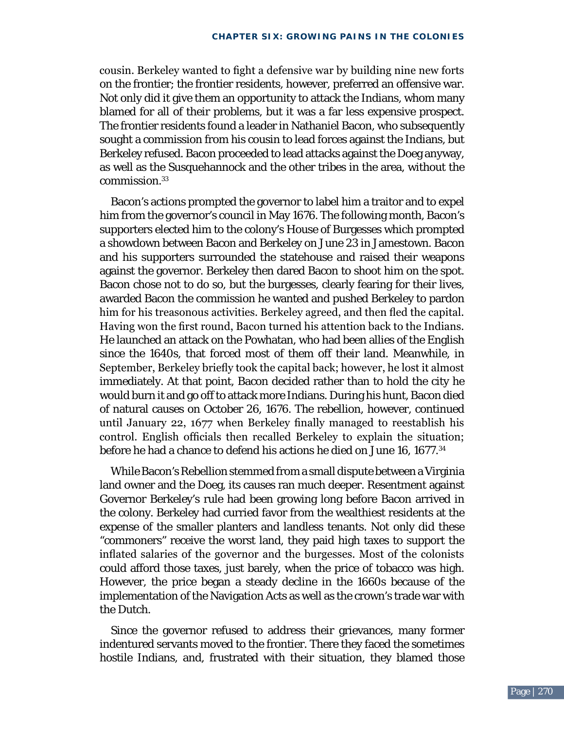cousin. Berkeley wanted to fight a defensive war by building nine new forts on the frontier; the frontier residents, however, preferred an offensive war. Not only did it give them an opportunity to attack the Indians, whom many blamed for all of their problems, but it was a far less expensive prospect. The frontier residents found a leader in Nathaniel Bacon, who subsequently sought a commission from his cousin to lead forces against the Indians, but Berkeley refused. Bacon proceeded to lead attacks against the Doeg anyway, as well as the Susquehannock and the other tribes in the area, without the commission.[33]

Bacon's actions prompted the governor to label him a traitor and to expel him from the governor's council in May 1676. The following month, Bacon's supporters elected him to the colony's House of Burgesses which prompted a showdown between Bacon and Berkeley on June 23 in Jamestown. Bacon and his supporters surrounded the statehouse and raised their weapons against the governor. Berkeley then dared Bacon to shoot him on the spot. Bacon chose not to do so, but the burgesses, clearly fearing for their lives, awarded Bacon the commission he wanted and pushed Berkeley to pardon him for his treasonous activities. Berkeley agreed, and then fled the capital. Having won the first round, Bacon turned his attention back to the Indians. He launched an attack on the Powhatan, who had been allies of the English since the 1640s, that forced most of them off their land. Meanwhile, in September, Berkeley briefly took the capital back; however, he lost it almost immediately. At that point, Bacon decided rather than to hold the city he would burn it and go off to attack more Indians. During his hunt, Bacon died of natural causes on October 26, 1676. The rebellion, however, continued until January 22, 1677 when Berkeley finally managed to reestablish his control. English officials then recalled Berkeley to explain the situation; before he had a chance to defend his actions he died on June 16, 1677.[34]

While Bacon's Rebellion stemmed from a small dispute between a Virginia land owner and the Doeg, its causes ran much deeper. Resentment against Governor Berkeley's rule had been growing long before Bacon arrived in the colony. Berkeley had curried favor from the wealthiest residents at the expense of the smaller planters and landless tenants. Not only did these "commoners" receive the worst land, they paid high taxes to support the inflated salaries of the governor and the burgesses. Most of the colonists could afford those taxes, just barely, when the price of tobacco was high. However, the price began a steady decline in the 1660s because of the implementation of the Navigation Acts as well as the crown's trade war with the Dutch.

Since the governor refused to address their grievances, many former indentured servants moved to the frontier. There they faced the sometimes hostile Indians, and, frustrated with their situation, they blamed those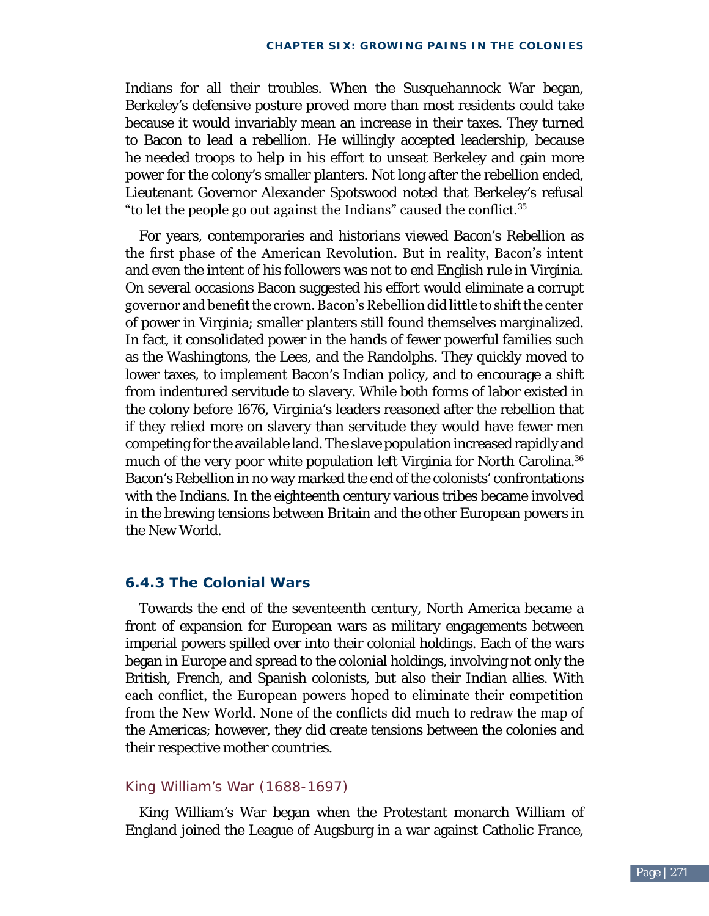Indians for all their troubles. When the Susquehannock War began, Berkeley's defensive posture proved more than most residents could take because it would invariably mean an increase in their taxes. They turned to Bacon to lead a rebellion. He willingly accepted leadership, because he needed troops to help in his effort to unseat Berkeley and gain more power for the colony's smaller planters. Not long after the rebellion ended, Lieutenant Governor Alexander Spotswood noted that Berkeley's refusal "to let the people go out against the Indians" caused the conflict.[35]

For years, contemporaries and historians viewed Bacon's Rebellion as the first phase of the American Revolution. But in reality, Bacon's intent and even the intent of his followers was not to end English rule in Virginia. On several occasions Bacon suggested his effort would eliminate a corrupt governor and benefit the crown. Bacon's Rebellion did little to shift the center of power in Virginia; smaller planters still found themselves marginalized. In fact, it consolidated power in the hands of fewer powerful families such as the Washingtons, the Lees, and the Randolphs. They quickly moved to lower taxes, to implement Bacon's Indian policy, and to encourage a shift from indentured servitude to slavery. While both forms of labor existed in the colony before 1676, Virginia's leaders reasoned after the rebellion that if they relied more on slavery than servitude they would have fewer men competing for the available land. The slave population increased rapidly and much of the very poor white population left Virginia for North Carolina.[36] Bacon's Rebellion in no way marked the end of the colonists' confrontations with the Indians. In the eighteenth century various tribes became involved in the brewing tensions between Britain and the other European powers in the New World.

### 6.4.3 The Colonial Wars

Towards the end of the seventeenth century, North America became a front of expansion for European wars as military engagements between imperial powers spilled over into their colonial holdings. Each of the wars began in Europe and spread to the colonial holdings, involving not only the British, French, and Spanish colonists, but also their Indian allies. With each conflict, the European powers hoped to eliminate their competition from the New World. None of the conflicts did much to redraw the map of the Americas; however, they did create tensions between the colonies and their respective mother countries.

#### King William's War (1688-1697)

King William's War began when the Protestant monarch William of England joined the League of Augsburg in a war against Catholic France,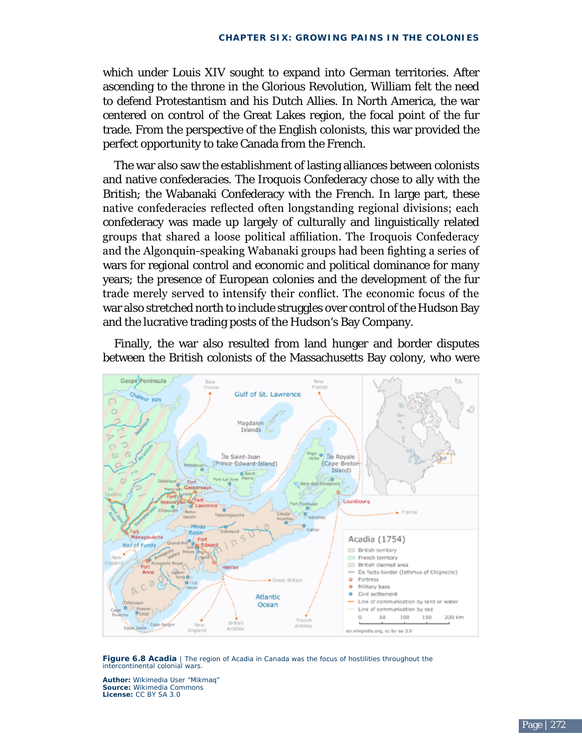which under Louis XIV sought to expand into German territories. After ascending to the throne in the Glorious Revolution, William felt the need to defend Protestantism and his Dutch Allies. In North America, the war centered on control of the Great Lakes region, the focal point of the fur trade. From the perspective of the English colonists, this war provided the perfect opportunity to take Canada from the French.

The war also saw the establishment of lasting alliances between colonists and native confederacies. The Iroquois Confederacy chose to ally with the British; the Wabanaki Confederacy with the French. In large part, these native confederacies reflected often longstanding regional divisions; each confederacy was made up largely of culturally and linguistically related groups that shared a loose political affiliation. The Iroquois Confederacy and the Algonquin-speaking Wabanaki groups had been fighting a series of wars for regional control and economic and political dominance for many years; the presence of European colonies and the development of the fur trade merely served to intensify their conflict. The economic focus of the war also stretched north to include struggles over control of the Hudson Bay and the lucrative trading posts of the Hudson's Bay Company.

Finally, the war also resulted from land hunger and border disputes between the British colonists of the Massachusetts Bay colony, who were

**Figure 6.8 Acadia** | The region of Acadia in Canada was the focus of hostilities throughout the intercontinental colonial wars.

**Author:** Wikimedia User "Mikmaq"
**Source:** Wikimedia Commons
**License:** CC BY SA 3.0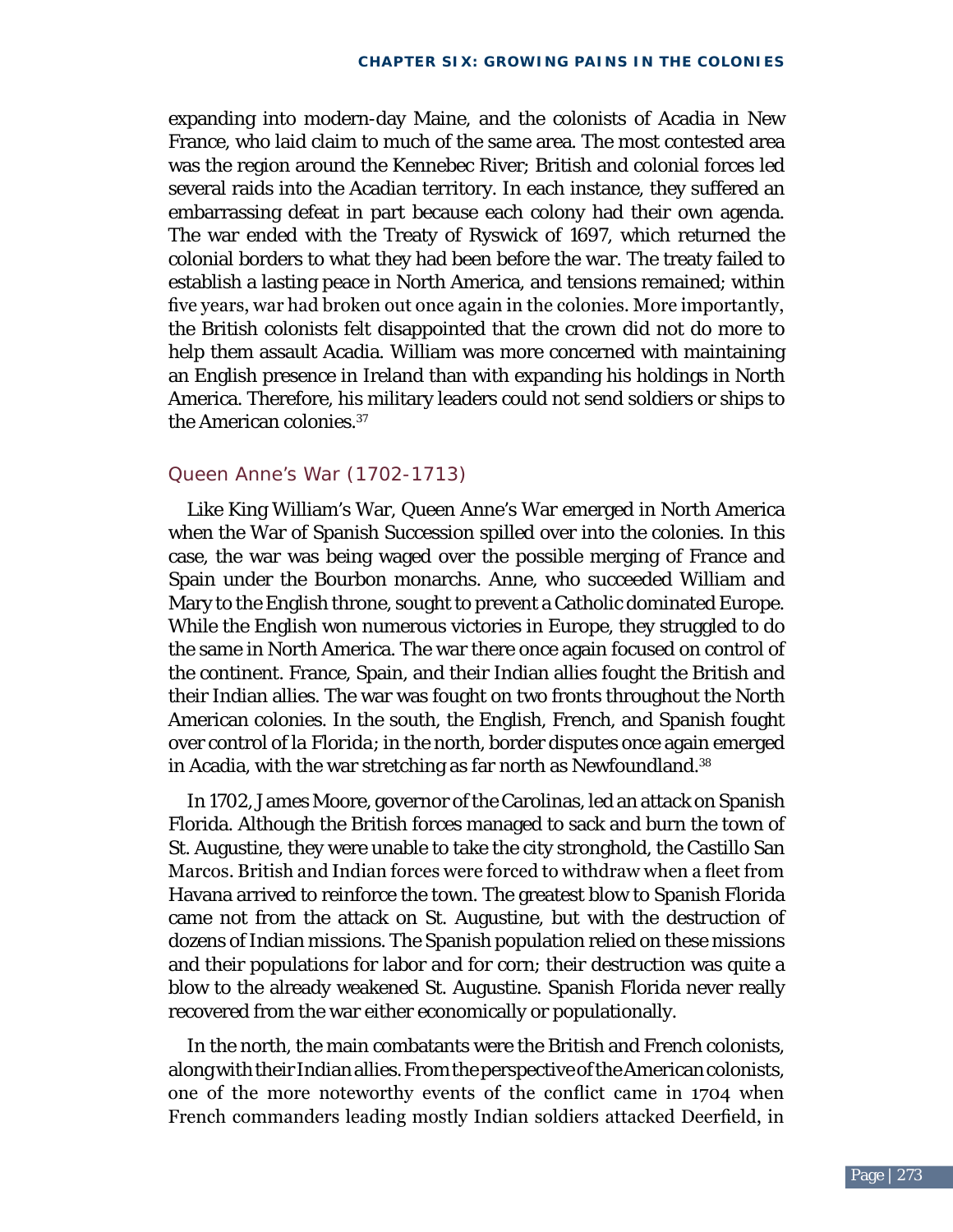expanding into modern-day Maine, and the colonists of Acadia in New France, who laid claim to much of the same area. The most contested area was the region around the Kennebec River; British and colonial forces led several raids into the Acadian territory. In each instance, they suffered an embarrassing defeat in part because each colony had their own agenda. The war ended with the Treaty of Ryswick of 1697, which returned the colonial borders to what they had been before the war. The treaty failed to establish a lasting peace in North America, and tensions remained; within five years, war had broken out once again in the colonies. More importantly, the British colonists felt disappointed that the crown did not do more to help them assault Acadia. William was more concerned with maintaining an English presence in Ireland than with expanding his holdings in North America. Therefore, his military leaders could not send soldiers or ships to the American colonies.[37]

### Queen Anne's War (1702-1713)

Like King William's War, Queen Anne's War emerged in North America when the War of Spanish Succession spilled over into the colonies. In this case, the war was being waged over the possible merging of France and Spain under the Bourbon monarchs. Anne, who succeeded William and Mary to the English throne, sought to prevent a Catholic dominated Europe. While the English won numerous victories in Europe, they struggled to do the same in North America. The war there once again focused on control of the continent. France, Spain, and their Indian allies fought the British and their Indian allies. The war was fought on two fronts throughout the North American colonies. In the south, the English, French, and Spanish fought over control of la Florida; in the north, border disputes once again emerged in Acadia, with the war stretching as far north as Newfoundland.[38]

In 1702, James Moore, governor of the Carolinas, led an attack on Spanish Florida. Although the British forces managed to sack and burn the town of St. Augustine, they were unable to take the city stronghold, the Castillo San Marcos. British and Indian forces were forced to withdraw when a fleet from Havana arrived to reinforce the town. The greatest blow to Spanish Florida came not from the attack on St. Augustine, but with the destruction of dozens of Indian missions. The Spanish population relied on these missions and their populations for labor and for corn; their destruction was quite a blow to the already weakened St. Augustine. Spanish Florida never really recovered from the war either economically or populationally.

In the north, the main combatants were the British and French colonists, along with their Indian allies. From the perspective of the American colonists, one of the more noteworthy events of the conflict came in 1704 when French commanders leading mostly Indian soldiers attacked Deerfield, in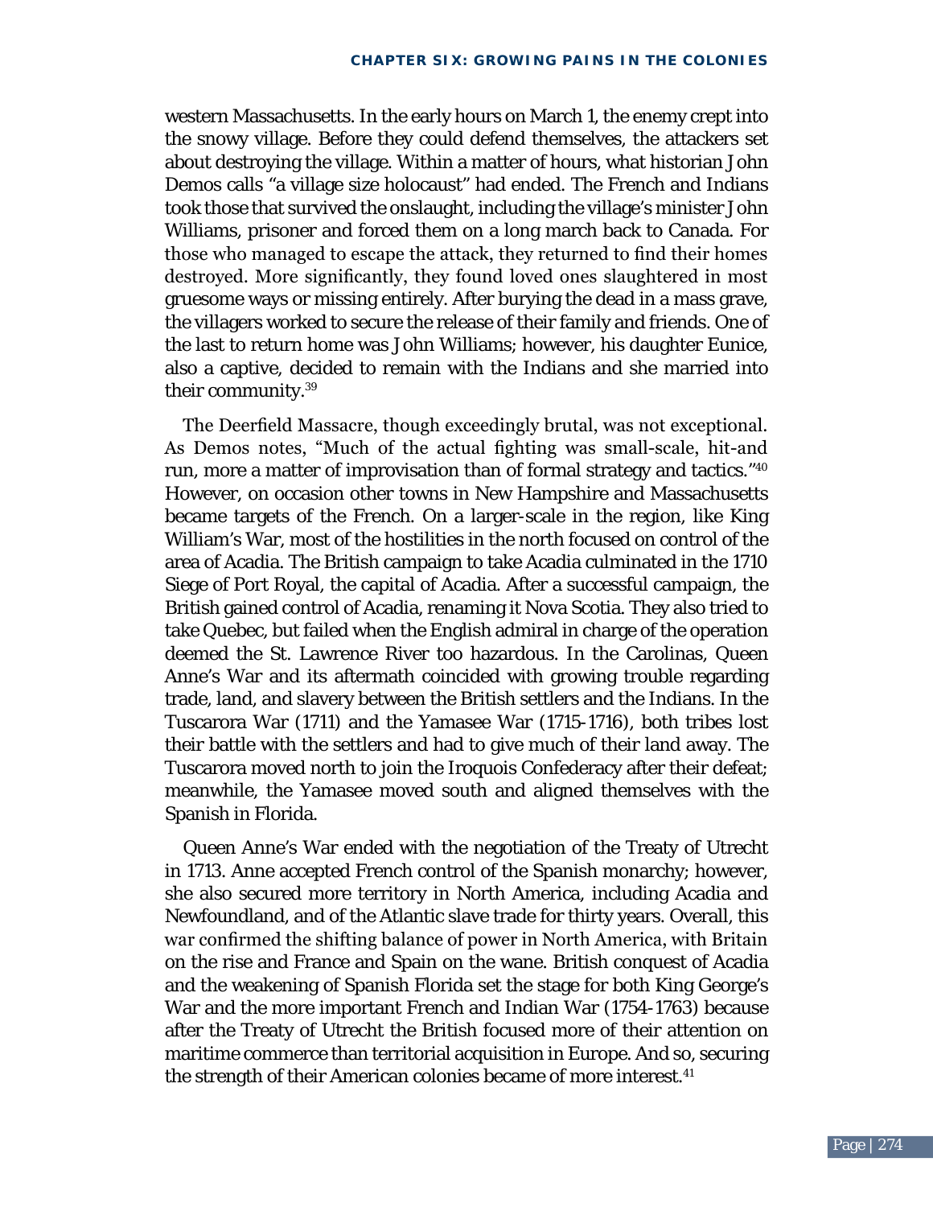western Massachusetts. In the early hours on March 1, the enemy crept into the snowy village. Before they could defend themselves, the attackers set about destroying the village. Within a matter of hours, what historian John Demos calls "a village size holocaust" had ended. The French and Indians took those that survived the onslaught, including the village's minister John Williams, prisoner and forced them on a long march back to Canada. For those who managed to escape the attack, they returned to find their homes destroyed. More significantly, they found loved ones slaughtered in most gruesome ways or missing entirely. After burying the dead in a mass grave, the villagers worked to secure the release of their family and friends. One of the last to return home was John Williams; however, his daughter Eunice, also a captive, decided to remain with the Indians and she married into their community.[39]

The Deerfield Massacre, though exceedingly brutal, was not exceptional. As Demos notes, "Much of the actual fighting was small-scale, hit-and run, more a matter of improvisation than of formal strategy and tactics."[40] However, on occasion other towns in New Hampshire and Massachusetts became targets of the French. On a larger-scale in the region, like King William's War, most of the hostilities in the north focused on control of the area of Acadia. The British campaign to take Acadia culminated in the 1710 Siege of Port Royal, the capital of Acadia. After a successful campaign, the British gained control of Acadia, renaming it Nova Scotia. They also tried to take Quebec, but failed when the English admiral in charge of the operation deemed the St. Lawrence River too hazardous. In the Carolinas, Queen Anne's War and its aftermath coincided with growing trouble regarding trade, land, and slavery between the British settlers and the Indians. In the Tuscarora War (1711) and the Yamasee War (1715-1716), both tribes lost their battle with the settlers and had to give much of their land away. The Tuscarora moved north to join the Iroquois Confederacy after their defeat; meanwhile, the Yamasee moved south and aligned themselves with the Spanish in Florida.

Queen Anne's War ended with the negotiation of the Treaty of Utrecht in 1713. Anne accepted French control of the Spanish monarchy; however, she also secured more territory in North America, including Acadia and Newfoundland, and of the Atlantic slave trade for thirty years. Overall, this war confirmed the shifting balance of power in North America, with Britain on the rise and France and Spain on the wane. British conquest of Acadia and the weakening of Spanish Florida set the stage for both King George's War and the more important French and Indian War (1754-1763) because after the Treaty of Utrecht the British focused more of their attention on maritime commerce than territorial acquisition in Europe. And so, securing the strength of their American colonies became of more interest.[41]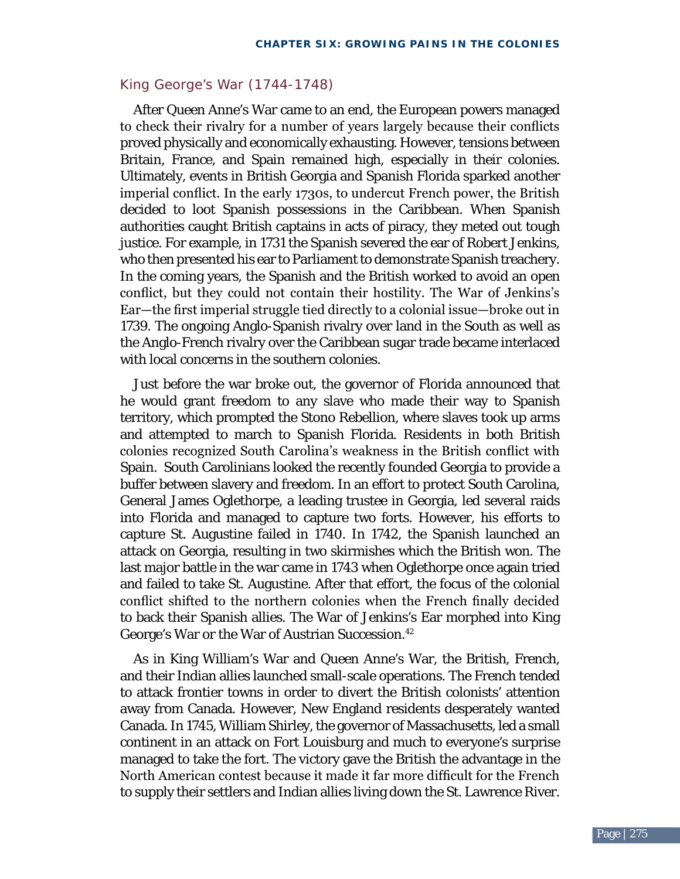## King George's War (1744-1748)

After Queen Anne's War came to an end, the European powers managed to check their rivalry for a number of years largely because their conflicts proved physically and economically exhausting. However, tensions between Britain, France, and Spain remained high, especially in their colonies. Ultimately, events in British Georgia and Spanish Florida sparked another imperial conflict. In the early 1730s, to undercut French power, the British decided to loot Spanish possessions in the Caribbean. When Spanish authorities caught British captains in acts of piracy, they meted out tough justice. For example, in 1731 the Spanish severed the ear of Robert Jenkins, who then presented his ear to Parliament to demonstrate Spanish treachery. In the coming years, the Spanish and the British worked to avoid an open conflict, but they could not contain their hostility. The War of Jenkins's Ear—the first imperial struggle tied directly to a colonial issue—broke out in 1739. The ongoing Anglo-Spanish rivalry over land in the South as well as the Anglo-French rivalry over the Caribbean sugar trade became interlaced with local concerns in the southern colonies.

Just before the war broke out, the governor of Florida announced that he would grant freedom to any slave who made their way to Spanish territory, which prompted the Stono Rebellion, where slaves took up arms and attempted to march to Spanish Florida. Residents in both British colonies recognized South Carolina's weakness in the British conflict with Spain. South Carolinians looked the recently founded Georgia to provide a buffer between slavery and freedom. In an effort to protect South Carolina, General James Oglethorpe, a leading trustee in Georgia, led several raids into Florida and managed to capture two forts. However, his efforts to capture St. Augustine failed in 1740. In 1742, the Spanish launched an attack on Georgia, resulting in two skirmishes which the British won. The last major battle in the war came in 1743 when Oglethorpe once again tried and failed to take St. Augustine. After that effort, the focus of the colonial conflict shifted to the northern colonies when the French finally decided to back their Spanish allies. The War of Jenkins's Ear morphed into King George's War or the War of Austrian Succession.[42]

As in King William's War and Queen Anne's War, the British, French, and their Indian allies launched small-scale operations. The French tended to attack frontier towns in order to divert the British colonists' attention away from Canada. However, New England residents desperately wanted Canada. In 1745, William Shirley, the governor of Massachusetts, led a small continent in an attack on Fort Louisburg and much to everyone's surprise managed to take the fort. The victory gave the British the advantage in the North American contest because it made it far more difficult for the French to supply their settlers and Indian allies living down the St. Lawrence River.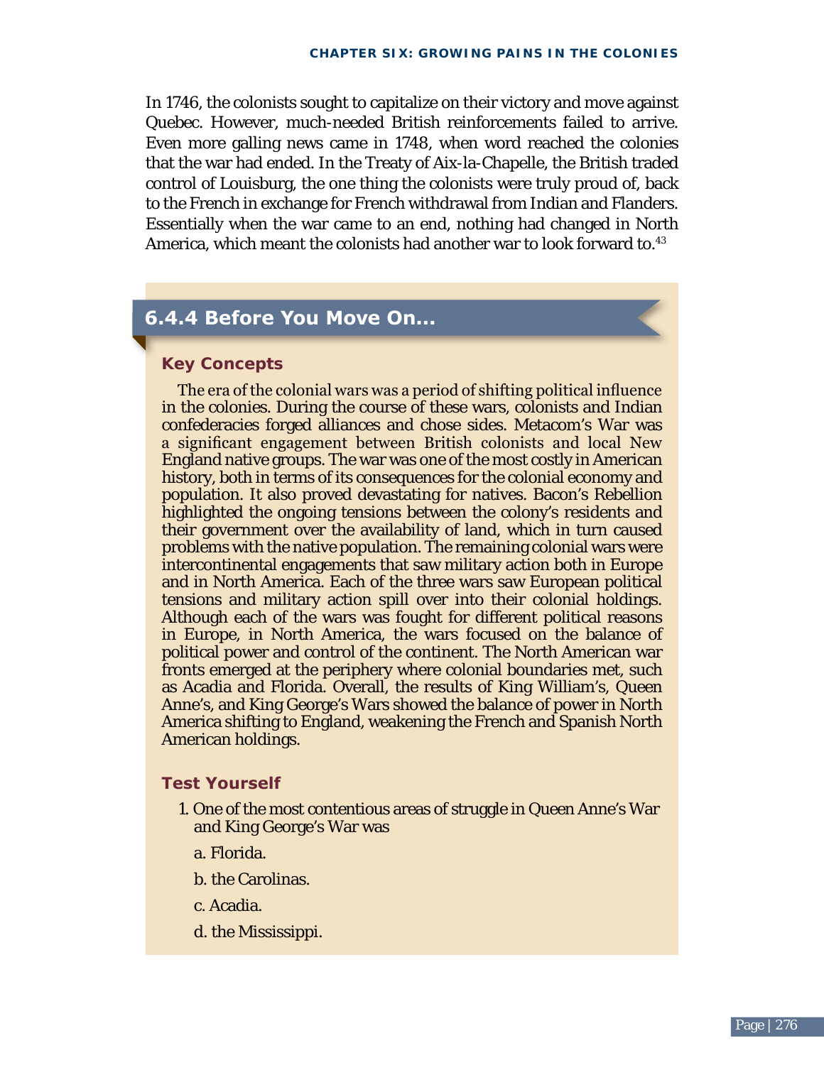In 1746, the colonists sought to capitalize on their victory and move against Quebec. However, much-needed British reinforcements failed to arrive. Even more galling news came in 1748, when word reached the colonies that the war had ended. In the Treaty of Aix-la-Chapelle, the British traded control of Louisburg, the one thing the colonists were truly proud of, back to the French in exchange for French withdrawal from Indian and Flanders. Essentially when the war came to an end, nothing had changed in North America, which meant the colonists had another war to look forward to.[43]

## 6.4.4 Before You Move On...

### Key Concepts

The era of the colonial wars was a period of shifting political influence in the colonies. During the course of these wars, colonists and Indian confederacies forged alliances and chose sides. Metacom's War was a significant engagement between British colonists and local New England native groups. The war was one of the most costly in American history, both in terms of its consequences for the colonial economy and population. It also proved devastating for natives. Bacon's Rebellion highlighted the ongoing tensions between the colony's residents and their government over the availability of land, which in turn caused problems with the native population. The remaining colonial wars were intercontinental engagements that saw military action both in Europe and in North America. Each of the three wars saw European political tensions and military action spill over into their colonial holdings. Although each of the wars was fought for different political reasons in Europe, in North America, the wars focused on the balance of political power and control of the continent. The North American war fronts emerged at the periphery where colonial boundaries met, such as Acadia and Florida. Overall, the results of King William's, Queen Anne's, and King George's Wars showed the balance of power in North America shifting to England, weakening the French and Spanish North American holdings.

### Test Yourself

1. One of the most contentious areas of struggle in Queen Anne's War and King George's War was

   a. Florida.

   b. the Carolinas.

   c. Acadia.

   d. the Mississippi.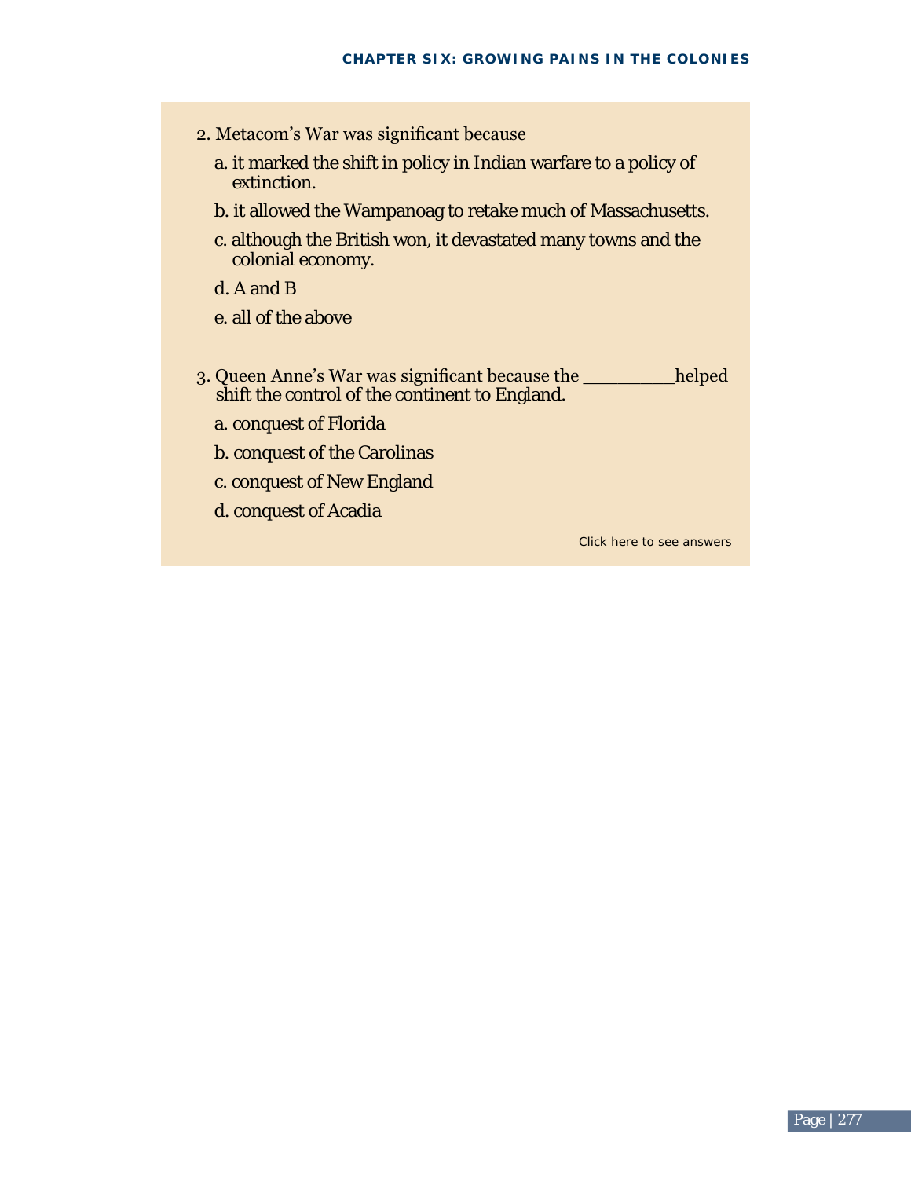2. Metacom's War was significant because

   a. it marked the shift in policy in Indian warfare to a policy of extinction.

   b. it allowed the Wampanoag to retake much of Massachusetts.

   c. although the British won, it devastated many towns and the colonial economy.

   d. A and B

   e. all of the above

3. Queen Anne's War was significant because the __________helped shift the control of the continent to England.

   a. conquest of Florida

   b. conquest of the Carolinas

   c. conquest of New England

   d. conquest of Acadia

Click here to see answers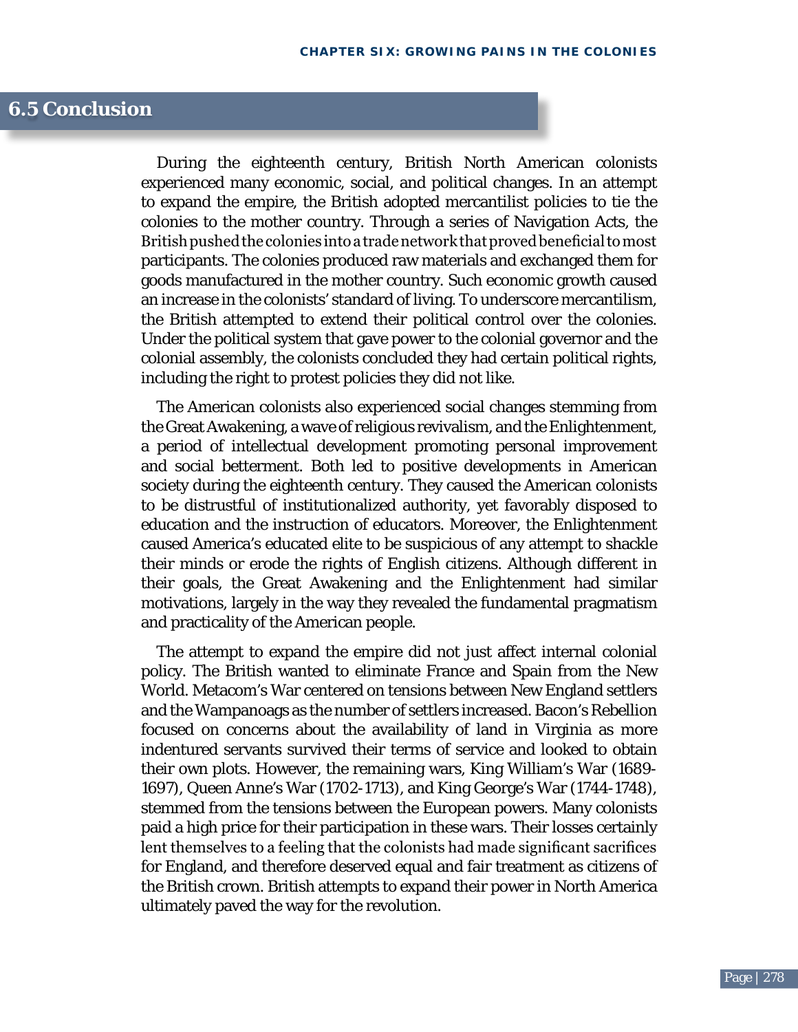## 6.5 Conclusion

During the eighteenth century, British North American colonists experienced many economic, social, and political changes. In an attempt to expand the empire, the British adopted mercantilist policies to tie the colonies to the mother country. Through a series of Navigation Acts, the British pushed the colonies into a trade network that proved beneficial to most participants. The colonies produced raw materials and exchanged them for goods manufactured in the mother country. Such economic growth caused an increase in the colonists' standard of living. To underscore mercantilism, the British attempted to extend their political control over the colonies. Under the political system that gave power to the colonial governor and the colonial assembly, the colonists concluded they had certain political rights, including the right to protest policies they did not like.

The American colonists also experienced social changes stemming from the Great Awakening, a wave of religious revivalism, and the Enlightenment, a period of intellectual development promoting personal improvement and social betterment. Both led to positive developments in American society during the eighteenth century. They caused the American colonists to be distrustful of institutionalized authority, yet favorably disposed to education and the instruction of educators. Moreover, the Enlightenment caused America's educated elite to be suspicious of any attempt to shackle their minds or erode the rights of English citizens. Although different in their goals, the Great Awakening and the Enlightenment had similar motivations, largely in the way they revealed the fundamental pragmatism and practicality of the American people.

The attempt to expand the empire did not just affect internal colonial policy. The British wanted to eliminate France and Spain from the New World. Metacom's War centered on tensions between New England settlers and the Wampanoags as the number of settlers increased. Bacon's Rebellion focused on concerns about the availability of land in Virginia as more indentured servants survived their terms of service and looked to obtain their own plots. However, the remaining wars, King William's War (1689-1697), Queen Anne's War (1702-1713), and King George's War (1744-1748), stemmed from the tensions between the European powers. Many colonists paid a high price for their participation in these wars. Their losses certainly lent themselves to a feeling that the colonists had made significant sacrifices for England, and therefore deserved equal and fair treatment as citizens of the British crown. British attempts to expand their power in North America ultimately paved the way for the revolution.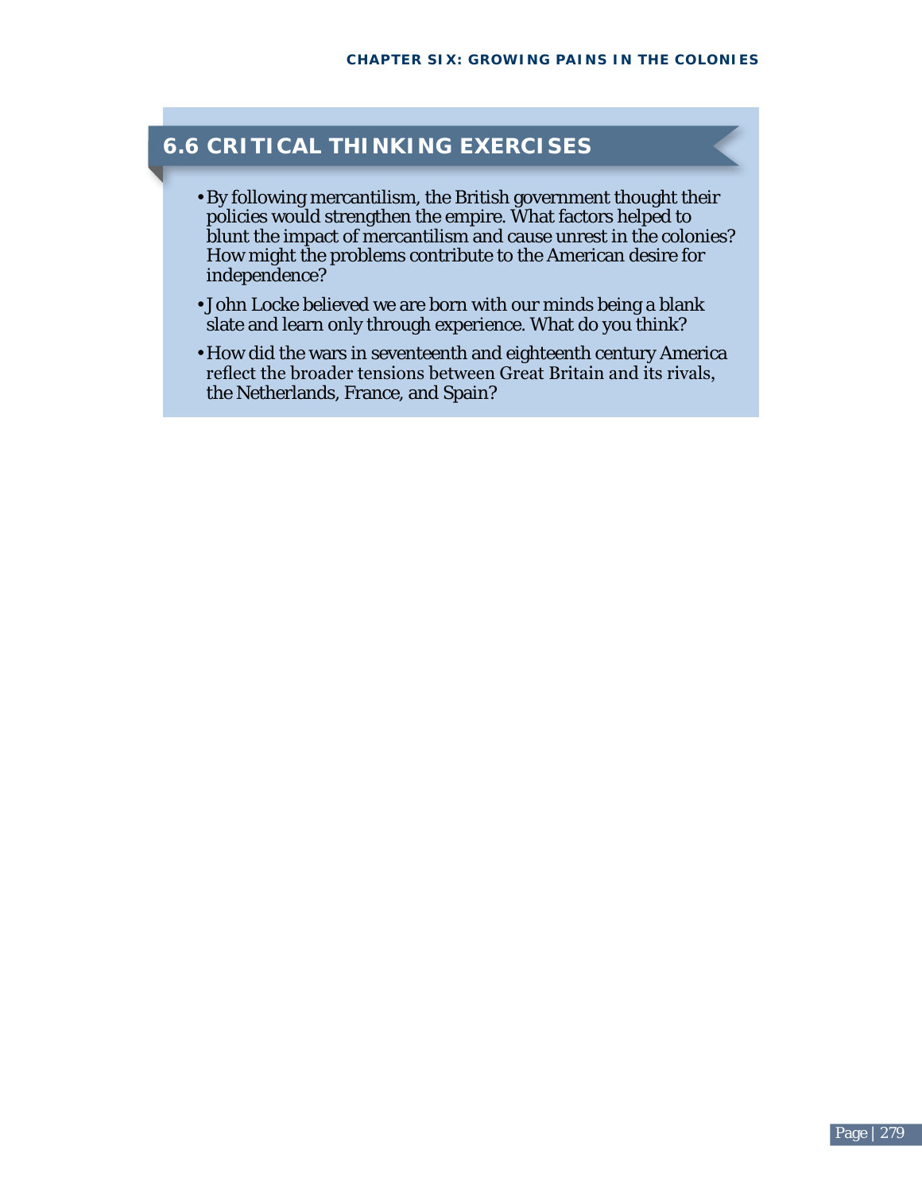## 6.6 CRITICAL THINKING EXERCISES

- By following mercantilism, the British government thought their policies would strengthen the empire. What factors helped to blunt the impact of mercantilism and cause unrest in the colonies? How might the problems contribute to the American desire for independence?
- John Locke believed we are born with our minds being a blank slate and learn only through experience. What do you think?
- How did the wars in seventeenth and eighteenth century America reflect the broader tensions between Great Britain and its rivals, the Netherlands, France, and Spain?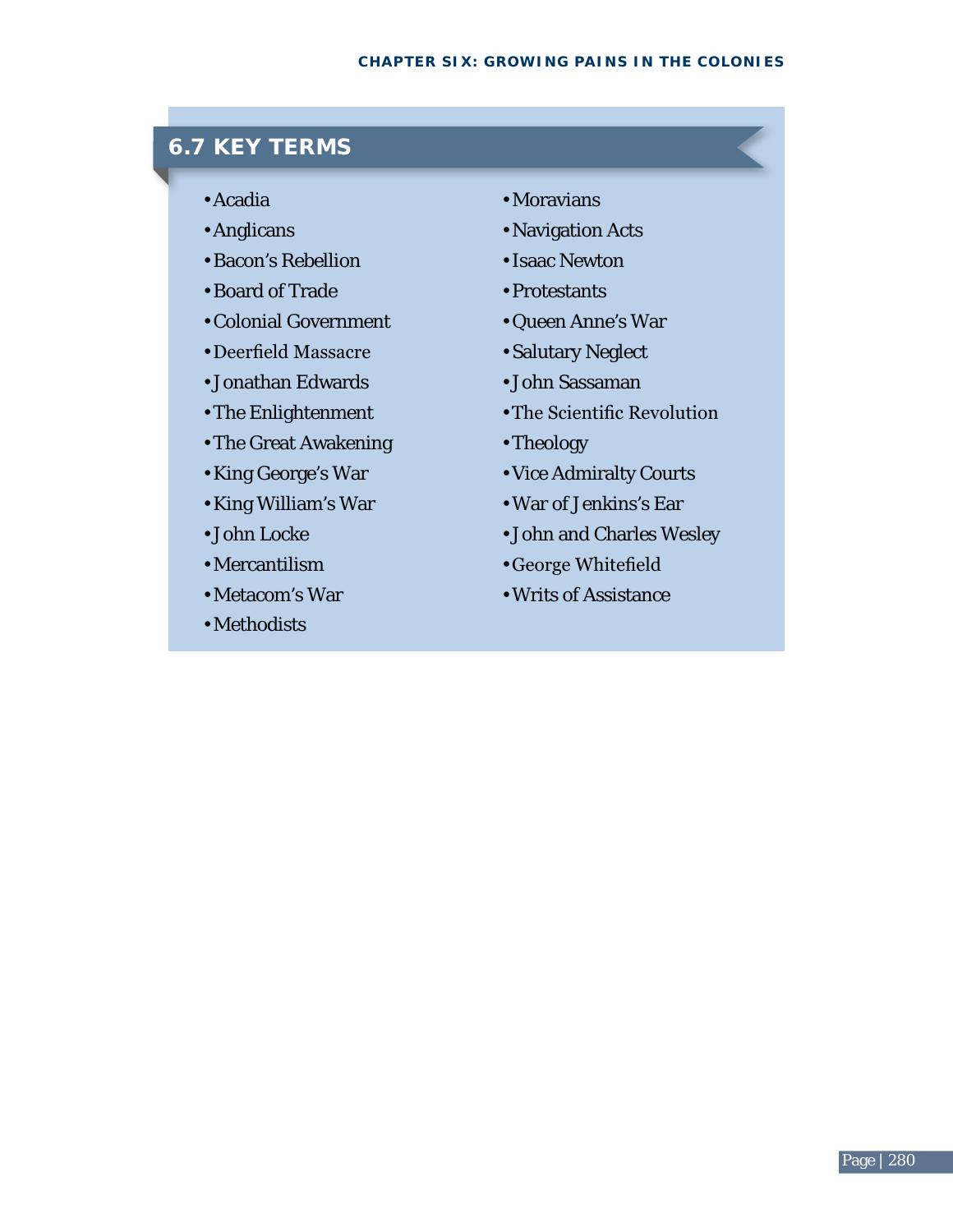## 6.7 KEY TERMS

- Acadia
- Anglicans
- Bacon's Rebellion
- Board of Trade
- Colonial Government
- Deerfield Massacre
- Jonathan Edwards
- The Enlightenment
- The Great Awakening
- King George's War
- King William's War
- John Locke
- Mercantilism
- Metacom's War
- Methodists
- Moravians
- Navigation Acts
- Isaac Newton
- Protestants
- Queen Anne's War
- Salutary Neglect
- John Sassaman
- The Scientific Revolution
- Theology
- Vice Admiralty Courts
- War of Jenkins's Ear
- John and Charles Wesley
- George Whitefield
- Writs of Assistance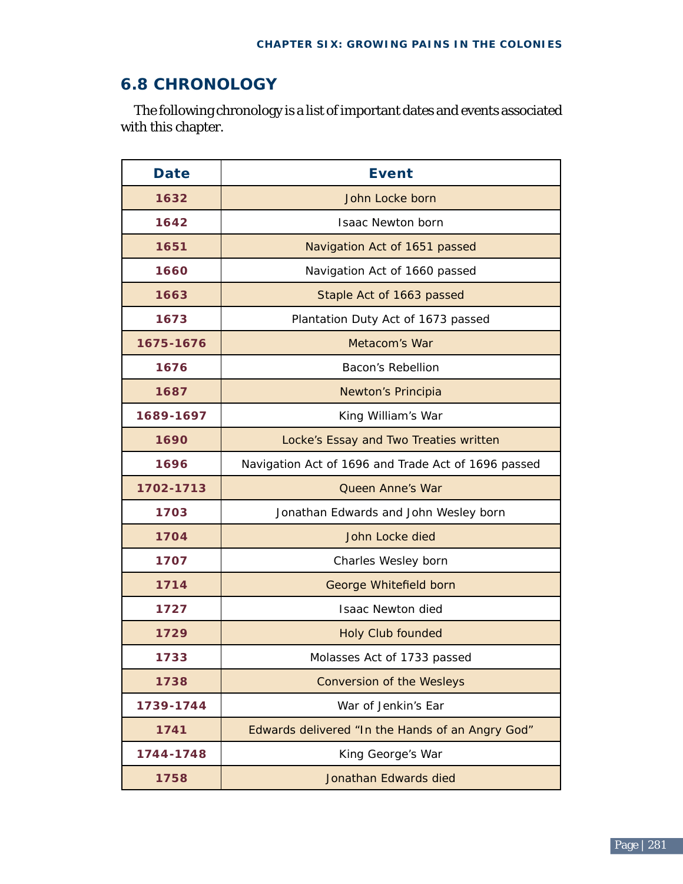## 6.8 CHRONOLOGY

The following chronology is a list of important dates and events associated with this chapter.

| Date | Event |
|---|---|
| 1632 | John Locke born |
| 1642 | Isaac Newton born |
| 1651 | Navigation Act of 1651 passed |
| 1660 | Navigation Act of 1660 passed |
| 1663 | Staple Act of 1663 passed |
| 1673 | Plantation Duty Act of 1673 passed |
| 1675-1676 | Metacom's War |
| 1676 | Bacon's Rebellion |
| 1687 | Newton's Principia |
| 1689-1697 | King William's War |
| 1690 | Locke's Essay and Two Treaties written |
| 1696 | Navigation Act of 1696 and Trade Act of 1696 passed |
| 1702-1713 | Queen Anne's War |
| 1703 | Jonathan Edwards and John Wesley born |
| 1704 | John Locke died |
| 1707 | Charles Wesley born |
| 1714 | George Whitefield born |
| 1727 | Isaac Newton died |
| 1729 | Holy Club founded |
| 1733 | Molasses Act of 1733 passed |
| 1738 | Conversion of the Wesleys |
| 1739-1744 | War of Jenkin's Ear |
| 1741 | Edwards delivered "In the Hands of an Angry God" |
| 1744-1748 | King George's War |
| 1758 | Jonathan Edwards died |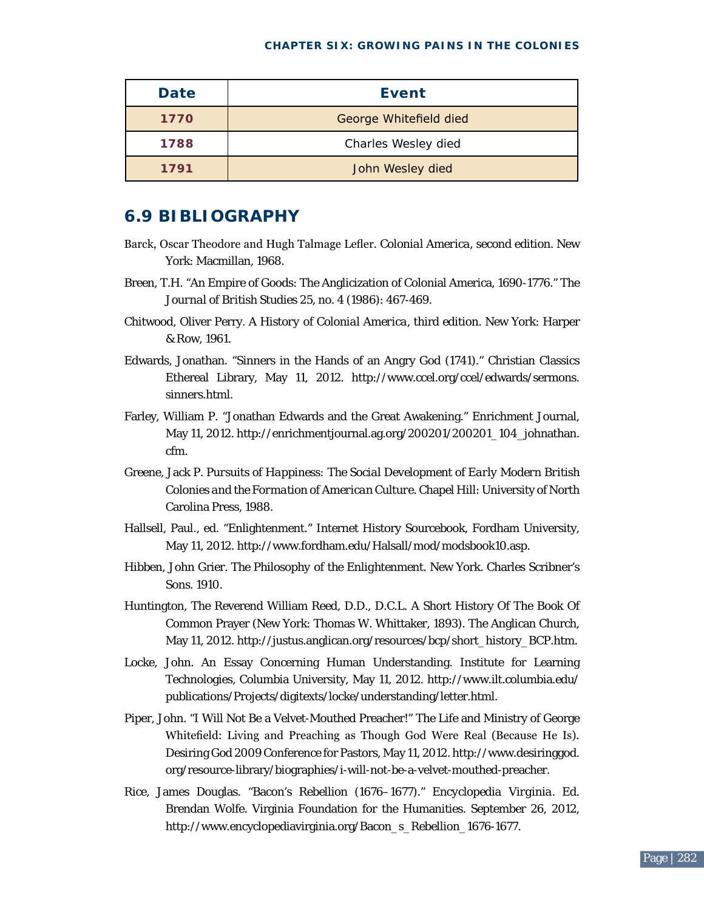| Date | Event |
| --- | --- |
| 1770 | George Whitefield died |
| 1788 | Charles Wesley died |
| 1791 | John Wesley died |

## 6.9 BIBLIOGRAPHY

Barck, Oscar Theodore and Hugh Talmage Lefler. *Colonial America*, second edition. New York: Macmillan, 1968.

Breen, T.H. "An Empire of Goods: The Anglicization of Colonial America, 1690-1776." *The Journal of British Studies* 25, no. 4 (1986): 467-469.

Chitwood, Oliver Perry. *A History of Colonial America*, third edition. New York: Harper & Row, 1961.

Edwards, Jonathan. "Sinners in the Hands of an Angry God (1741)." Christian Classics Ethereal Library, May 11, 2012. http://www.ccel.org/ccel/edwards/sermons.sinners.html.

Farley, William P. "Jonathan Edwards and the Great Awakening." Enrichment Journal, May 11, 2012. http://enrichmentjournal.ag.org/200201/200201_104_johnathan.cfm.

Greene, Jack P. *Pursuits of Happiness: The Social Development of Early Modern British Colonies and the Formation of American Culture*. Chapel Hill: University of North Carolina Press, 1988.

Hallsell, Paul., ed. "Enlightenment." Internet History Sourcebook, Fordham University, May 11, 2012. http://www.fordham.edu/Halsall/mod/modsbook10.asp.

Hibben, John Grier. The Philosophy of the Enlightenment. New York. Charles Scribner's Sons. 1910.

Huntington, The Reverend William Reed, D.D., D.C.L. A Short History Of The Book Of Common Prayer (New York: Thomas W. Whittaker, 1893). The Anglican Church, May 11, 2012. http://justus.anglican.org/resources/bcp/short_history_BCP.htm.

Locke, John. An Essay Concerning Human Understanding. Institute for Learning Technologies, Columbia University, May 11, 2012. http://www.ilt.columbia.edu/publications/Projects/digitexts/locke/understanding/letter.html.

Piper, John. "I Will Not Be a Velvet-Mouthed Preacher!" The Life and Ministry of George Whitefield: Living and Preaching as Though God Were Real (Because He Is). Desiring God 2009 Conference for Pastors, May 11, 2012. http://www.desiringgod.org/resource-library/biographies/i-will-not-be-a-velvet-mouthed-preacher.

Rice, James Douglas. "Bacon's Rebellion (1676–1677)." *Encyclopedia Virginia*. Ed. Brendan Wolfe. Virginia Foundation for the Humanities. September 26, 2012, http://www.encyclopediavirginia.org/Bacon_s_Rebellion_1676-1677.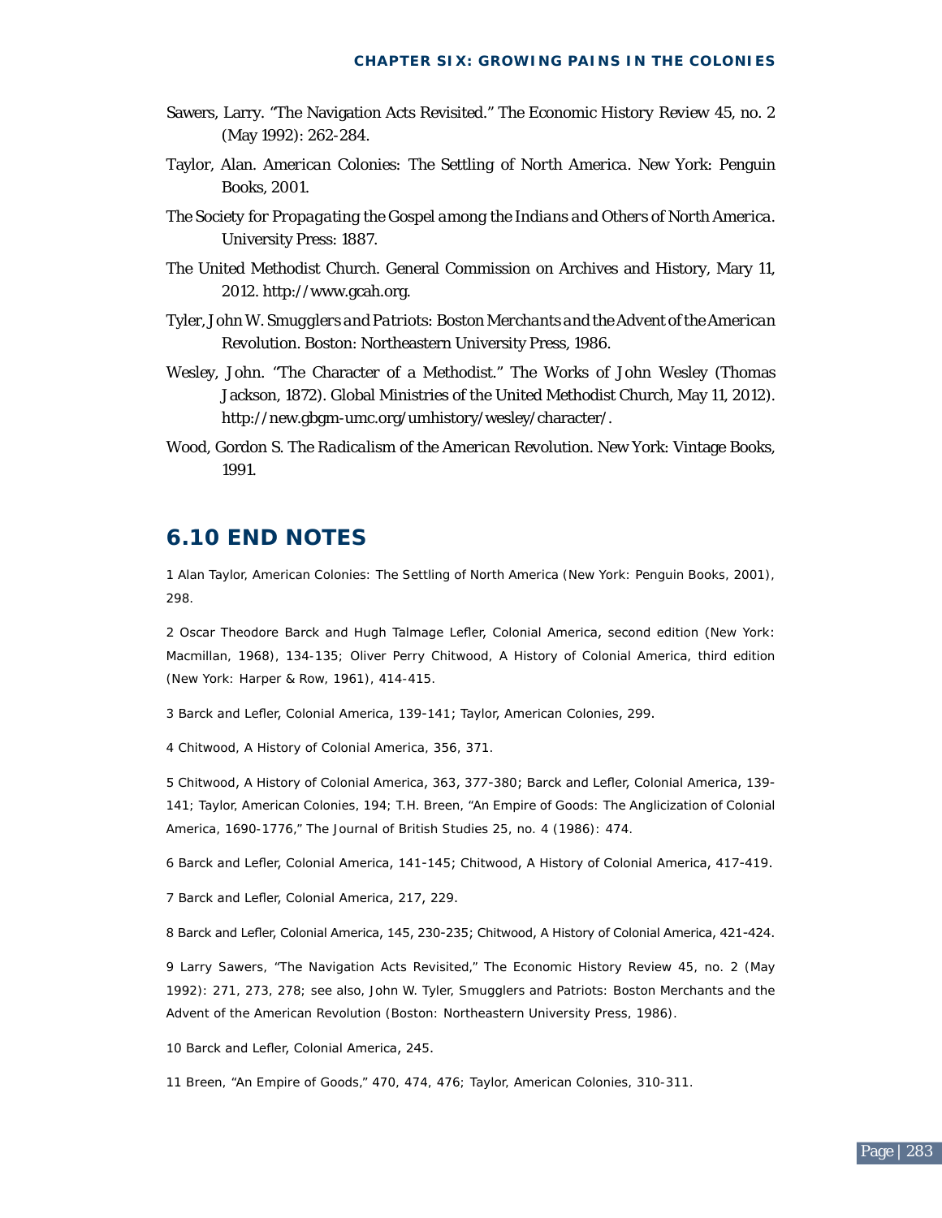Sawers, Larry. "The Navigation Acts Revisited." The Economic History Review 45, no. 2 (May 1992): 262-284.

Taylor, Alan. American Colonies: The Settling of North America. New York: Penguin Books, 2001.

The Society for Propagating the Gospel among the Indians and Others of North America. University Press: 1887.

The United Methodist Church. General Commission on Archives and History, Mary 11, 2012. http://www.gcah.org.

Tyler, John W. Smugglers and Patriots: Boston Merchants and the Advent of the American Revolution. Boston: Northeastern University Press, 1986.

Wesley, John. "The Character of a Methodist." The Works of John Wesley (Thomas Jackson, 1872). Global Ministries of the United Methodist Church, May 11, 2012). http://new.gbgm-umc.org/umhistory/wesley/character/.

Wood, Gordon S. The Radicalism of the American Revolution. New York: Vintage Books, 1991.

## 6.10 END NOTES

1 Alan Taylor, American Colonies: The Settling of North America (New York: Penguin Books, 2001), 298.

2 Oscar Theodore Barck and Hugh Talmage Lefler, Colonial America, second edition (New York: Macmillan, 1968), 134-135; Oliver Perry Chitwood, A History of Colonial America, third edition (New York: Harper & Row, 1961), 414-415.

3 Barck and Lefler, Colonial America, 139-141; Taylor, American Colonies, 299.

4 Chitwood, A History of Colonial America, 356, 371.

5 Chitwood, A History of Colonial America, 363, 377-380; Barck and Lefler, Colonial America, 139-141; Taylor, American Colonies, 194; T.H. Breen, "An Empire of Goods: The Anglicization of Colonial America, 1690-1776," The Journal of British Studies 25, no. 4 (1986): 474.

6 Barck and Lefler, Colonial America, 141-145; Chitwood, A History of Colonial America, 417-419.

7 Barck and Lefler, Colonial America, 217, 229.

8 Barck and Lefler, Colonial America, 145, 230-235; Chitwood, A History of Colonial America, 421-424.

9 Larry Sawers, "The Navigation Acts Revisited," The Economic History Review 45, no. 2 (May 1992): 271, 273, 278; see also, John W. Tyler, Smugglers and Patriots: Boston Merchants and the Advent of the American Revolution (Boston: Northeastern University Press, 1986).

10 Barck and Lefler, Colonial America, 245.

11 Breen, "An Empire of Goods," 470, 474, 476; Taylor, American Colonies, 310-311.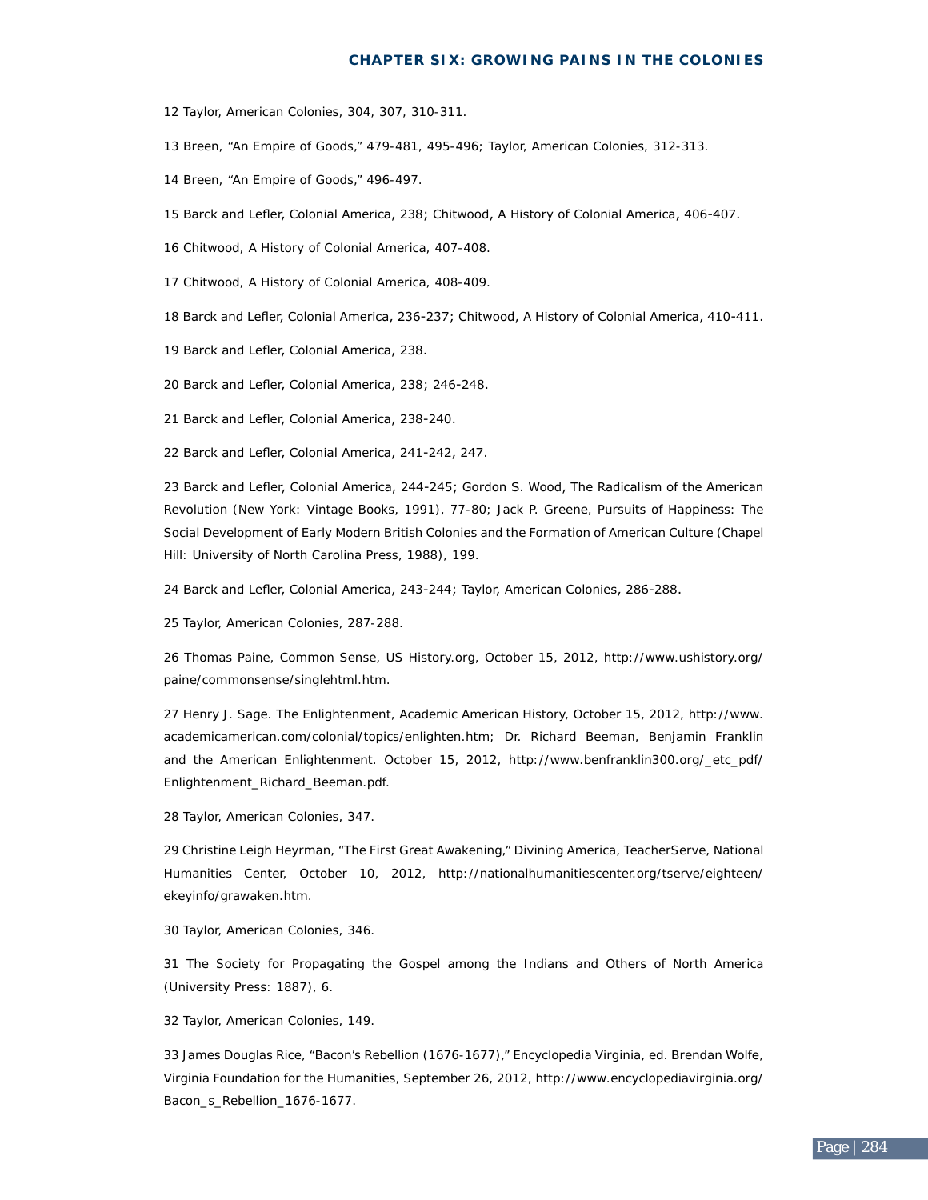12 Taylor, American Colonies, 304, 307, 310-311.

13 Breen, "An Empire of Goods," 479-481, 495-496; Taylor, American Colonies, 312-313.

14 Breen, "An Empire of Goods," 496-497.

15 Barck and Lefler, Colonial America, 238; Chitwood, A History of Colonial America, 406-407.

16 Chitwood, A History of Colonial America, 407-408.

17 Chitwood, A History of Colonial America, 408-409.

18 Barck and Lefler, Colonial America, 236-237; Chitwood, A History of Colonial America, 410-411.

19 Barck and Lefler, Colonial America, 238.

20 Barck and Lefler, Colonial America, 238; 246-248.

21 Barck and Lefler, Colonial America, 238-240.

22 Barck and Lefler, Colonial America, 241-242, 247.

23 Barck and Lefler, Colonial America, 244-245; Gordon S. Wood, The Radicalism of the American Revolution (New York: Vintage Books, 1991), 77-80; Jack P. Greene, Pursuits of Happiness: The Social Development of Early Modern British Colonies and the Formation of American Culture (Chapel Hill: University of North Carolina Press, 1988), 199.

24 Barck and Lefler, Colonial America, 243-244; Taylor, American Colonies, 286-288.

25 Taylor, American Colonies, 287-288.

26 Thomas Paine, Common Sense, US History.org, October 15, 2012, http://www.ushistory.org/paine/commonsense/singlehtml.htm.

27 Henry J. Sage. The Enlightenment, Academic American History, October 15, 2012, http://www.academicamerican.com/colonial/topics/enlighten.htm; Dr. Richard Beeman, Benjamin Franklin and the American Enlightenment. October 15, 2012, http://www.benfranklin300.org/_etc_pdf/Enlightenment_Richard_Beeman.pdf.

28 Taylor, American Colonies, 347.

29 Christine Leigh Heyrman, "The First Great Awakening," Divining America, TeacherServe, National Humanities Center, October 10, 2012, http://nationalhumanitiescenter.org/tserve/eighteen/ekeyinfo/grawaken.htm.

30 Taylor, American Colonies, 346.

31 The Society for Propagating the Gospel among the Indians and Others of North America (University Press: 1887), 6.

32 Taylor, American Colonies, 149.

33 James Douglas Rice, "Bacon's Rebellion (1676-1677)," Encyclopedia Virginia, ed. Brendan Wolfe, Virginia Foundation for the Humanities, September 26, 2012, http://www.encyclopediavirginia.org/Bacon_s_Rebellion_1676-1677.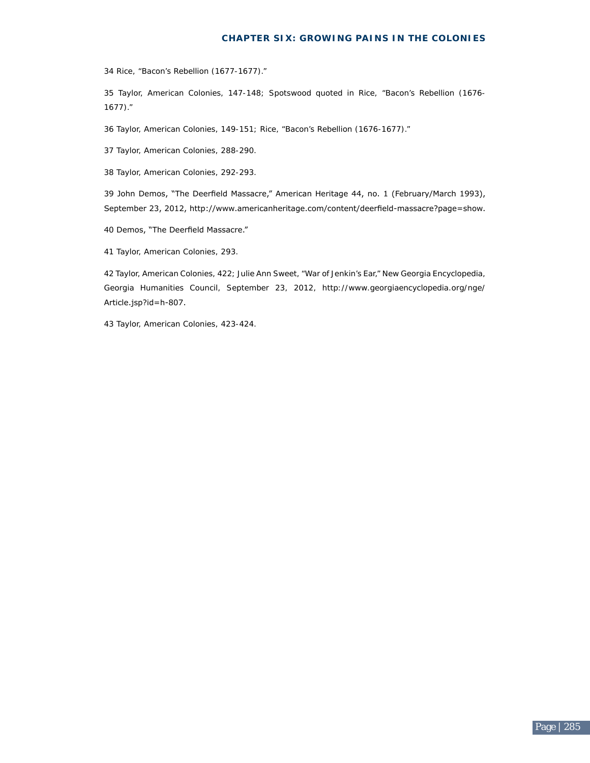34 Rice, "Bacon's Rebellion (1677-1677)."

35 Taylor, American Colonies, 147-148; Spotswood quoted in Rice, "Bacon's Rebellion (1676-1677)."

36 Taylor, American Colonies, 149-151; Rice, "Bacon's Rebellion (1676-1677)."

37 Taylor, American Colonies, 288-290.

38 Taylor, American Colonies, 292-293.

39 John Demos, "The Deerfield Massacre," American Heritage 44, no. 1 (February/March 1993), September 23, 2012, http://www.americanheritage.com/content/deerfield-massacre?page=show.

40 Demos, "The Deerfield Massacre."

41 Taylor, American Colonies, 293.

42 Taylor, American Colonies, 422; Julie Ann Sweet, "War of Jenkin's Ear," New Georgia Encyclopedia, Georgia Humanities Council, September 23, 2012, http://www.georgiaencyclopedia.org/nge/Article.jsp?id=h-807.

43 Taylor, American Colonies, 423-424.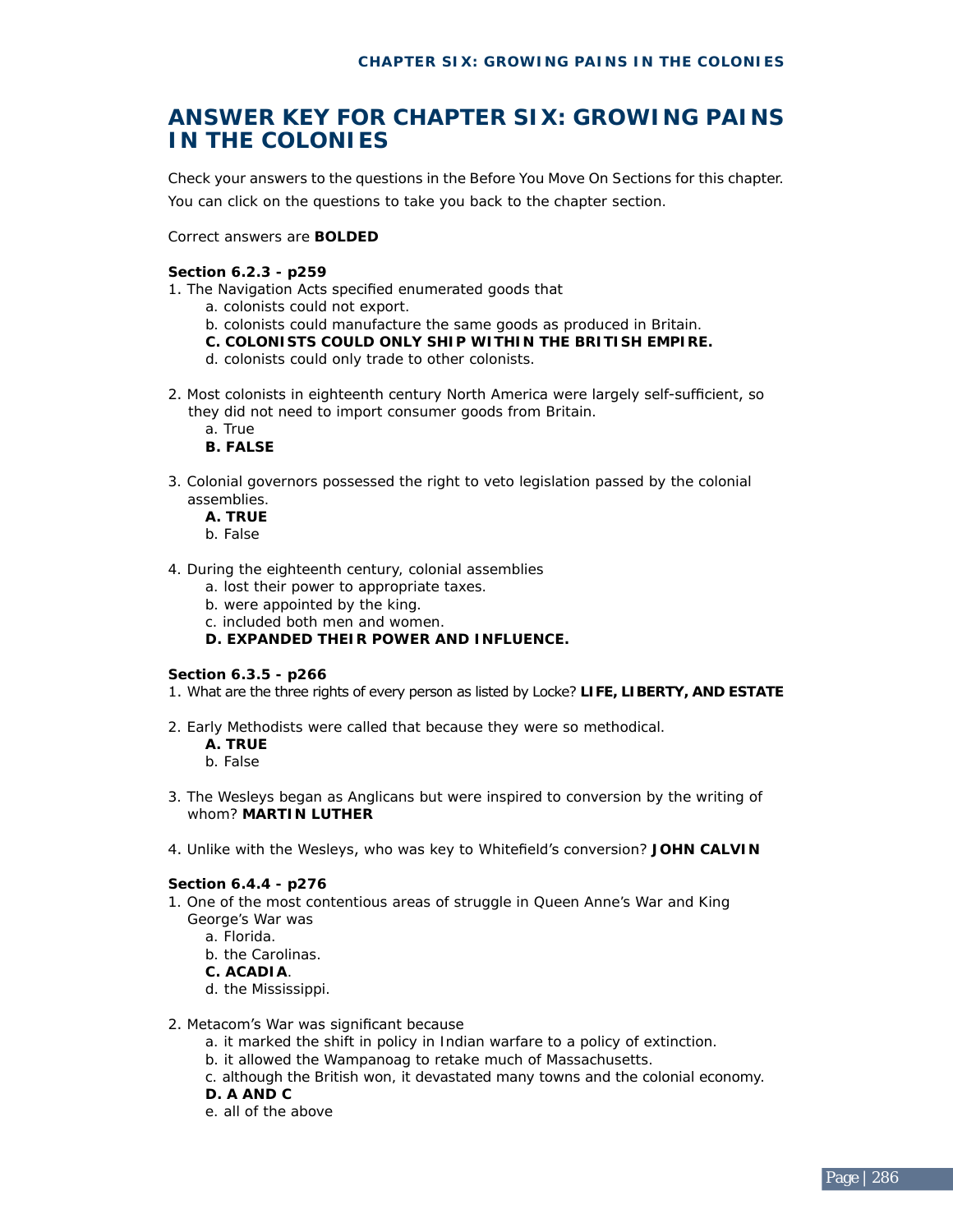# ANSWER KEY FOR CHAPTER SIX: GROWING PAINS IN THE COLONIES

Check your answers to the questions in the Before You Move On Sections for this chapter. You can click on the questions to take you back to the chapter section.

Correct answers are **BOLDED**

**Section 6.2.3 - p259**

1. The Navigation Acts specified enumerated goods that
   a. colonists could not export.
   b. colonists could manufacture the same goods as produced in Britain.
   **C. COLONISTS COULD ONLY SHIP WITHIN THE BRITISH EMPIRE.**
   d. colonists could only trade to other colonists.

2. Most colonists in eighteenth century North America were largely self-sufficient, so they did not need to import consumer goods from Britain.
   a. True
   **B. FALSE**

3. Colonial governors possessed the right to veto legislation passed by the colonial assemblies.
   **A. TRUE**
   b. False

4. During the eighteenth century, colonial assemblies
   a. lost their power to appropriate taxes.
   b. were appointed by the king.
   c. included both men and women.
   **D. EXPANDED THEIR POWER AND INFLUENCE.**

**Section 6.3.5 - p266**

1. What are the three rights of every person as listed by Locke? **LIFE, LIBERTY, AND ESTATE**

2. Early Methodists were called that because they were so methodical.
   **A. TRUE**
   b. False

3. The Wesleys began as Anglicans but were inspired to conversion by the writing of whom? **MARTIN LUTHER**

4. Unlike with the Wesleys, who was key to Whitefield's conversion? **JOHN CALVIN**

**Section 6.4.4 - p276**

1. One of the most contentious areas of struggle in Queen Anne's War and King George's War was
   a. Florida.
   b. the Carolinas.
   **C. ACADIA**.
   d. the Mississippi.

2. Metacom's War was significant because
   a. it marked the shift in policy in Indian warfare to a policy of extinction.
   b. it allowed the Wampanoag to retake much of Massachusetts.
   c. although the British won, it devastated many towns and the colonial economy.
   **D. A AND C**
   e. all of the above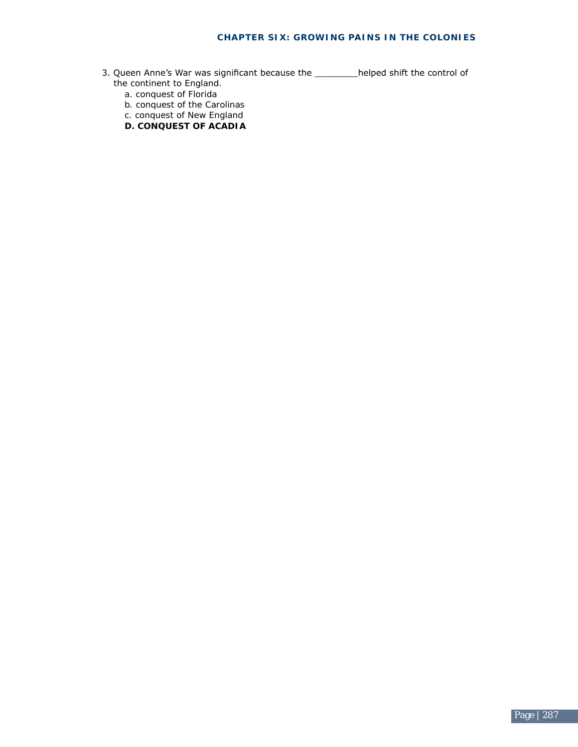3. Queen Anne's War was significant because the _________helped shift the control of the continent to England.
    a. conquest of Florida
    b. conquest of the Carolinas
    c. conquest of New England
    **D. CONQUEST OF ACADIA**